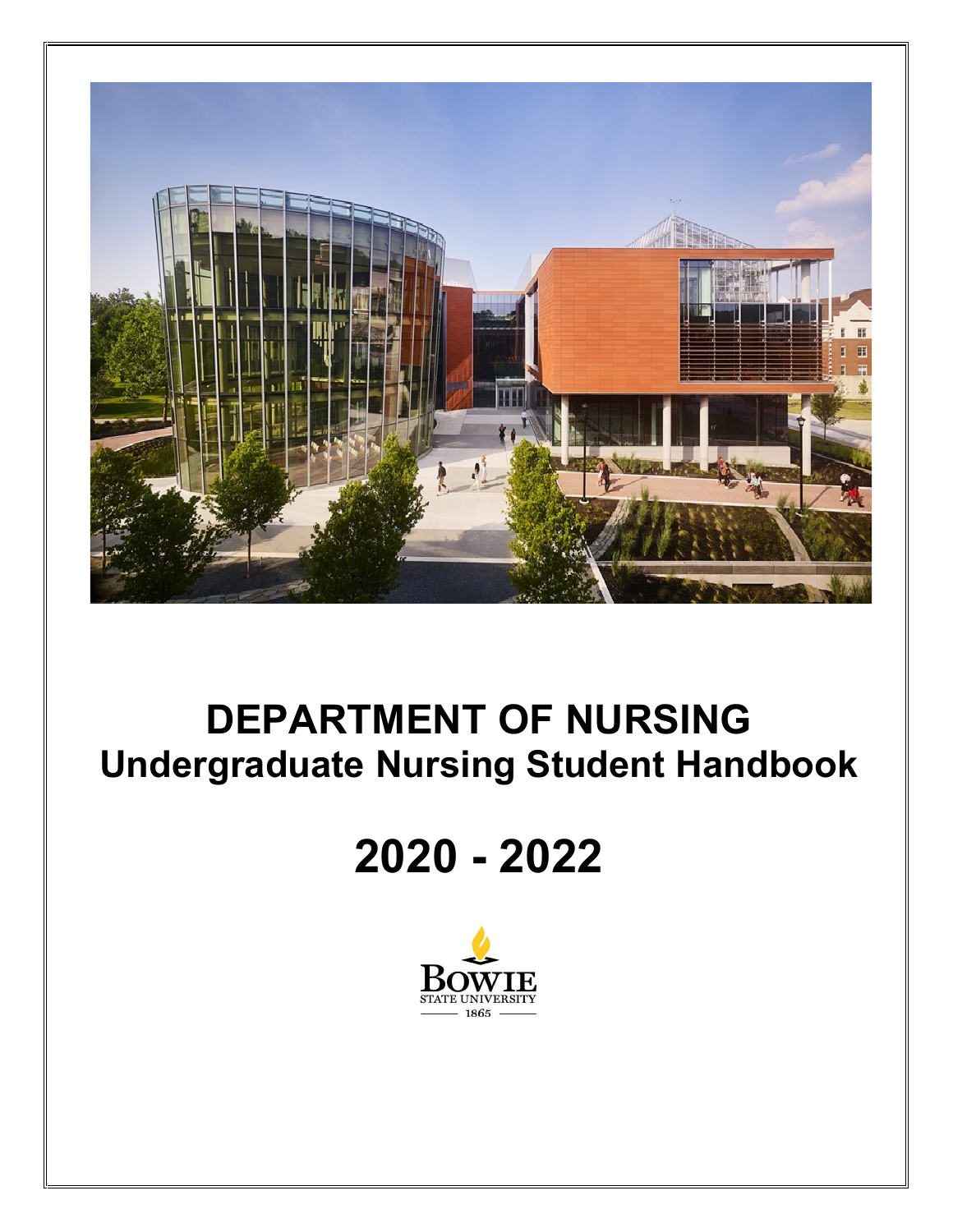# DEPARTMENT OF NURSING

## Undergraduate Nursing Student Handbook

# 2020 - 2022

BOWIE STATE UNIVERSITY

1865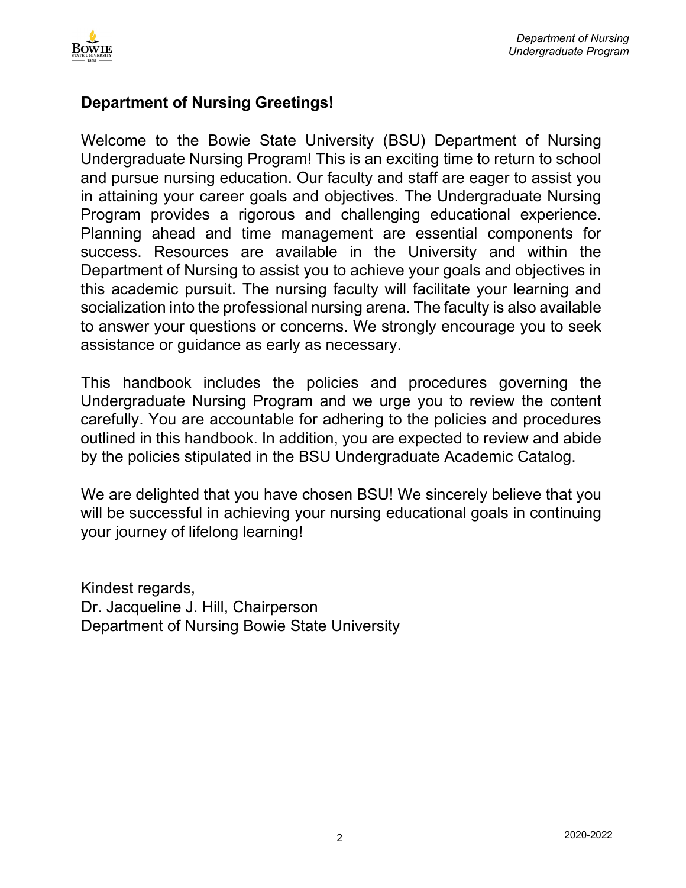## Department of Nursing Greetings!

Welcome to the Bowie State University (BSU) Department of Nursing Undergraduate Nursing Program! This is an exciting time to return to school and pursue nursing education. Our faculty and staff are eager to assist you in attaining your career goals and objectives. The Undergraduate Nursing Program provides a rigorous and challenging educational experience. Planning ahead and time management are essential components for success. Resources are available in the University and within the Department of Nursing to assist you to achieve your goals and objectives in this academic pursuit. The nursing faculty will facilitate your learning and socialization into the professional nursing arena. The faculty is also available to answer your questions or concerns. We strongly encourage you to seek assistance or guidance as early as necessary.

This handbook includes the policies and procedures governing the Undergraduate Nursing Program and we urge you to review the content carefully. You are accountable for adhering to the policies and procedures outlined in this handbook. In addition, you are expected to review and abide by the policies stipulated in the BSU Undergraduate Academic Catalog.

We are delighted that you have chosen BSU! We sincerely believe that you will be successful in achieving your nursing educational goals in continuing your journey of lifelong learning!

Kindest regards,
Dr. Jacqueline J. Hill, Chairperson
Department of Nursing Bowie State University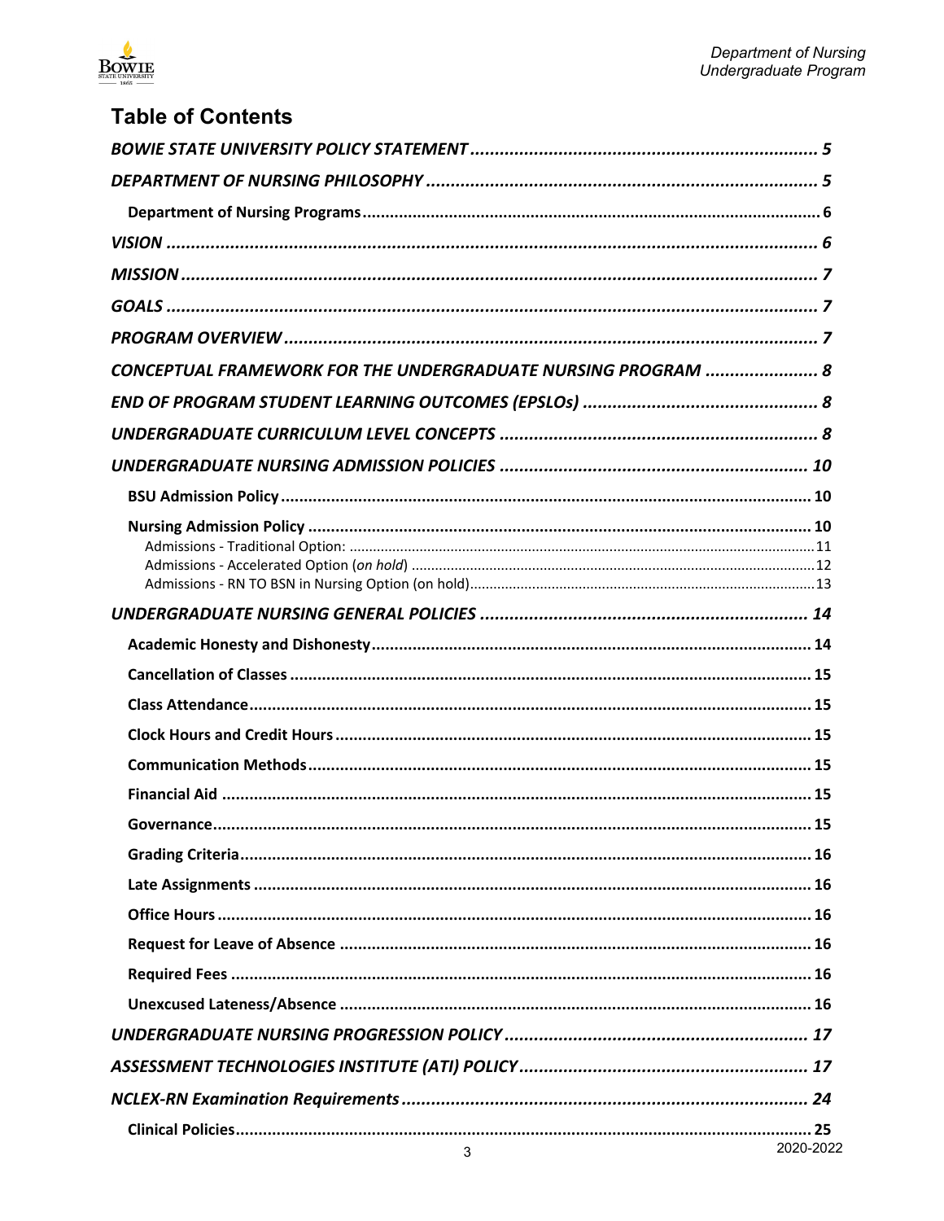## Table of Contents

*BOWIE STATE UNIVERSITY POLICY STATEMENT* ..... 5

*DEPARTMENT OF NURSING PHILOSOPHY* ..... 5

- **Department of Nursing Programs** ..... 6

*VISION* ..... 6

*MISSION* ..... 7

*GOALS* ..... 7

*PROGRAM OVERVIEW* ..... 7

*CONCEPTUAL FRAMEWORK FOR THE UNDERGRADUATE NURSING PROGRAM* ..... 8

*END OF PROGRAM STUDENT LEARNING OUTCOMES (EPSLOs)* ..... 8

*UNDERGRADUATE CURRICULUM LEVEL CONCEPTS* ..... 8

*UNDERGRADUATE NURSING ADMISSION POLICIES* ..... 10

- **BSU Admission Policy** ..... 10
- **Nursing Admission Policy** ..... 10
  - Admissions - Traditional Option: ..... 11
  - Admissions - Accelerated Option (*on hold*) ..... 12
  - Admissions - RN TO BSN in Nursing Option (on hold) ..... 13

*UNDERGRADUATE NURSING GENERAL POLICIES* ..... 14

- **Academic Honesty and Dishonesty** ..... 14
- **Cancellation of Classes** ..... 15
- **Class Attendance** ..... 15
- **Clock Hours and Credit Hours** ..... 15
- **Communication Methods** ..... 15
- **Financial Aid** ..... 15
- **Governance** ..... 15
- **Grading Criteria** ..... 16
- **Late Assignments** ..... 16
- **Office Hours** ..... 16
- **Request for Leave of Absence** ..... 16
- **Required Fees** ..... 16
- **Unexcused Lateness/Absence** ..... 16

*UNDERGRADUATE NURSING PROGRESSION POLICY* ..... 17

*ASSESSMENT TECHNOLOGIES INSTITUTE (ATI) POLICY* ..... 17

*NCLEX-RN Examination Requirements* ..... 24

- **Clinical Policies** ..... 25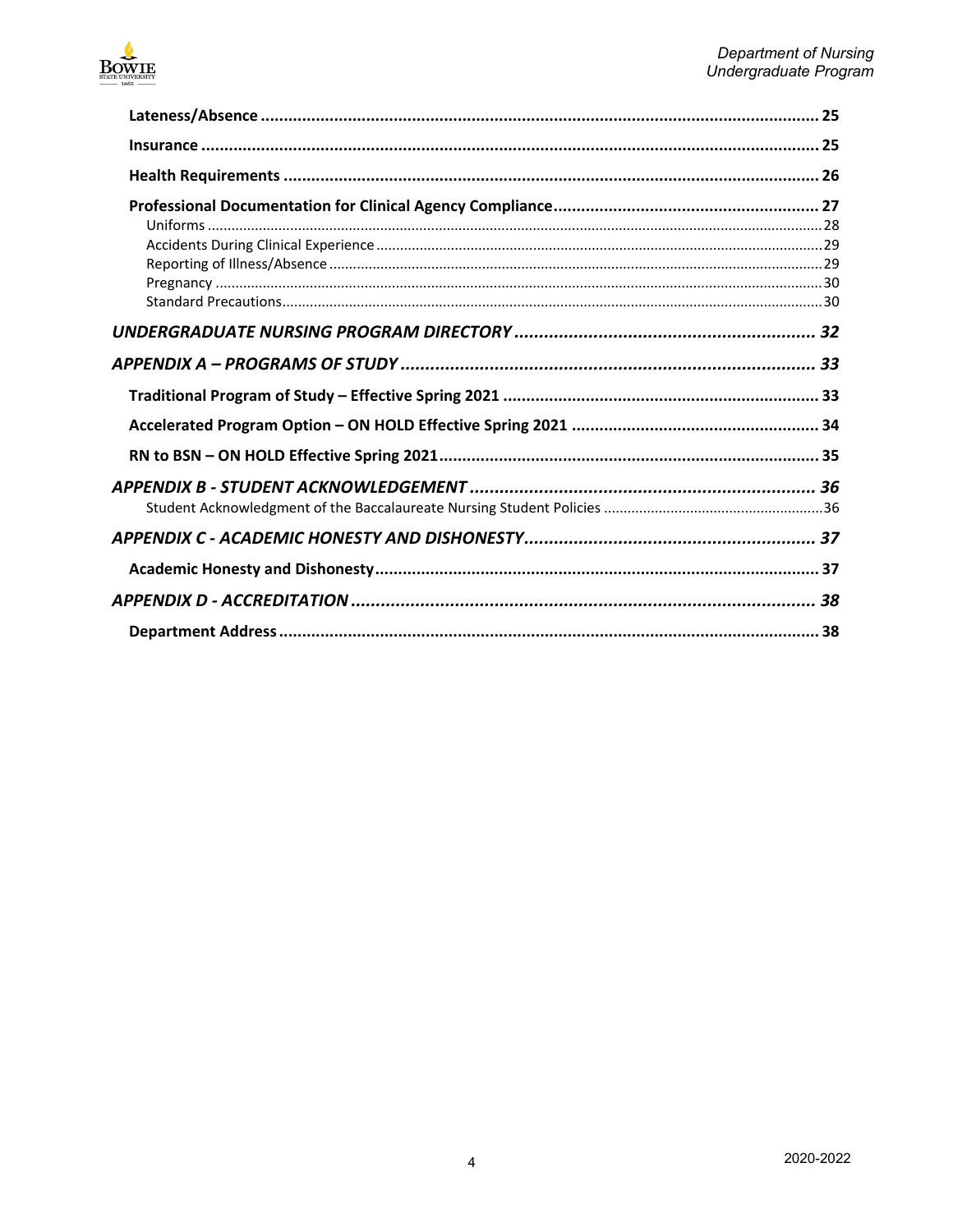**Lateness/Absence** ........ 25

**Insurance** ........ 25

**Health Requirements** ........ 26

**Professional Documentation for Clinical Agency Compliance** ........ 27

- Uniforms ........ 28
- Accidents During Clinical Experience ........ 29
- Reporting of Illness/Absence ........ 29
- Pregnancy ........ 30
- Standard Precautions ........ 30

***UNDERGRADUATE NURSING PROGRAM DIRECTORY*** ........ 32

***APPENDIX A – PROGRAMS OF STUDY*** ........ 33

**Traditional Program of Study – Effective Spring 2021** ........ 33

**Accelerated Program Option – ON HOLD Effective Spring 2021** ........ 34

**RN to BSN – ON HOLD Effective Spring 2021** ........ 35

***APPENDIX B - STUDENT ACKNOWLEDGEMENT*** ........ 36

- Student Acknowledgment of the Baccalaureate Nursing Student Policies ........ 36

***APPENDIX C - ACADEMIC HONESTY AND DISHONESTY*** ........ 37

**Academic Honesty and Dishonesty** ........ 37

***APPENDIX D - ACCREDITATION*** ........ 38

**Department Address** ........ 38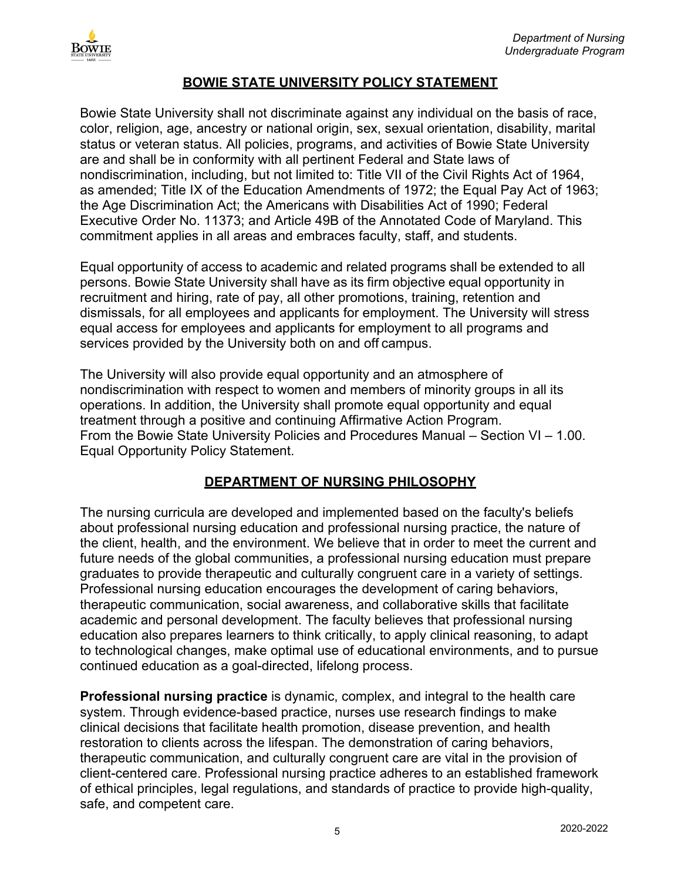## BOWIE STATE UNIVERSITY POLICY STATEMENT

Bowie State University shall not discriminate against any individual on the basis of race, color, religion, age, ancestry or national origin, sex, sexual orientation, disability, marital status or veteran status. All policies, programs, and activities of Bowie State University are and shall be in conformity with all pertinent Federal and State laws of nondiscrimination, including, but not limited to: Title VII of the Civil Rights Act of 1964, as amended; Title IX of the Education Amendments of 1972; the Equal Pay Act of 1963; the Age Discrimination Act; the Americans with Disabilities Act of 1990; Federal Executive Order No. 11373; and Article 49B of the Annotated Code of Maryland. This commitment applies in all areas and embraces faculty, staff, and students.

Equal opportunity of access to academic and related programs shall be extended to all persons. Bowie State University shall have as its firm objective equal opportunity in recruitment and hiring, rate of pay, all other promotions, training, retention and dismissals, for all employees and applicants for employment. The University will stress equal access for employees and applicants for employment to all programs and services provided by the University both on and off campus.

The University will also provide equal opportunity and an atmosphere of nondiscrimination with respect to women and members of minority groups in all its operations. In addition, the University shall promote equal opportunity and equal treatment through a positive and continuing Affirmative Action Program.
From the Bowie State University Policies and Procedures Manual – Section VI – 1.00. Equal Opportunity Policy Statement.

## DEPARTMENT OF NURSING PHILOSOPHY

The nursing curricula are developed and implemented based on the faculty's beliefs about professional nursing education and professional nursing practice, the nature of the client, health, and the environment. We believe that in order to meet the current and future needs of the global communities, a professional nursing education must prepare graduates to provide therapeutic and culturally congruent care in a variety of settings. Professional nursing education encourages the development of caring behaviors, therapeutic communication, social awareness, and collaborative skills that facilitate academic and personal development. The faculty believes that professional nursing education also prepares learners to think critically, to apply clinical reasoning, to adapt to technological changes, make optimal use of educational environments, and to pursue continued education as a goal-directed, lifelong process.

**Professional nursing practice** is dynamic, complex, and integral to the health care system. Through evidence-based practice, nurses use research findings to make clinical decisions that facilitate health promotion, disease prevention, and health restoration to clients across the lifespan. The demonstration of caring behaviors, therapeutic communication, and culturally congruent care are vital in the provision of client-centered care. Professional nursing practice adheres to an established framework of ethical principles, legal regulations, and standards of practice to provide high-quality, safe, and competent care.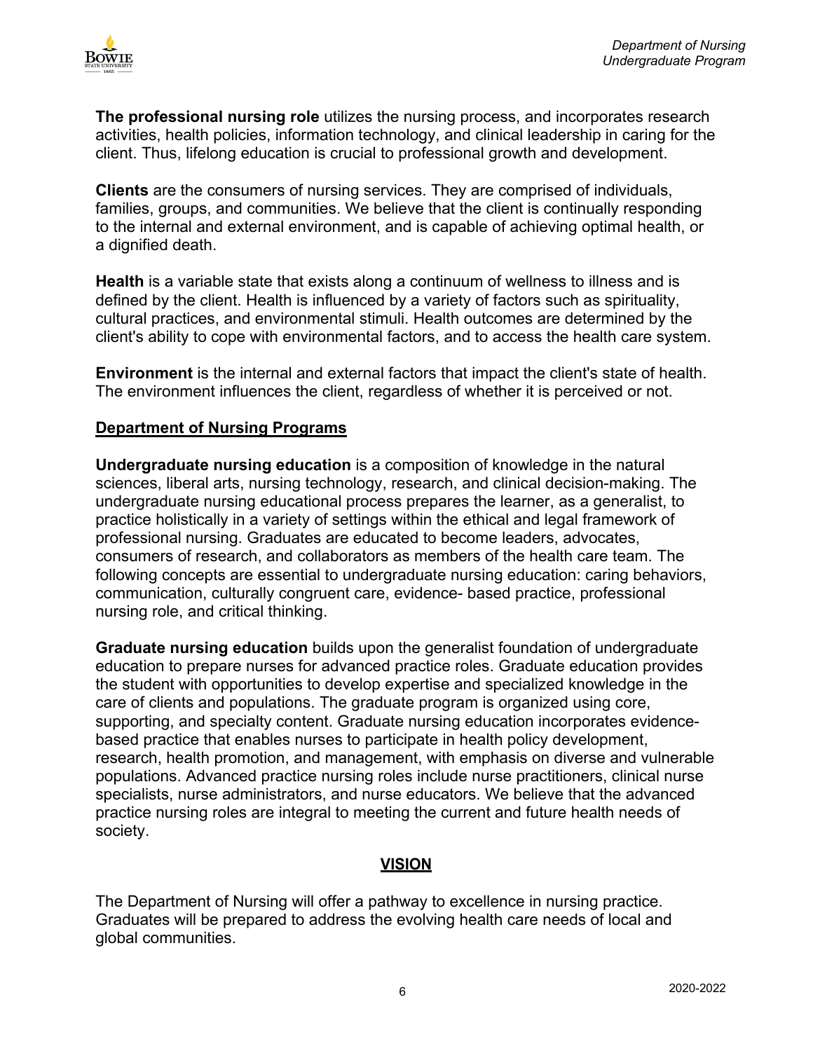**The professional nursing role** utilizes the nursing process, and incorporates research activities, health policies, information technology, and clinical leadership in caring for the client. Thus, lifelong education is crucial to professional growth and development.

**Clients** are the consumers of nursing services. They are comprised of individuals, families, groups, and communities. We believe that the client is continually responding to the internal and external environment, and is capable of achieving optimal health, or a dignified death.

**Health** is a variable state that exists along a continuum of wellness to illness and is defined by the client. Health is influenced by a variety of factors such as spirituality, cultural practices, and environmental stimuli. Health outcomes are determined by the client's ability to cope with environmental factors, and to access the health care system.

**Environment** is the internal and external factors that impact the client's state of health. The environment influences the client, regardless of whether it is perceived or not.

## Department of Nursing Programs

**Undergraduate nursing education** is a composition of knowledge in the natural sciences, liberal arts, nursing technology, research, and clinical decision-making. The undergraduate nursing educational process prepares the learner, as a generalist, to practice holistically in a variety of settings within the ethical and legal framework of professional nursing. Graduates are educated to become leaders, advocates, consumers of research, and collaborators as members of the health care team. The following concepts are essential to undergraduate nursing education: caring behaviors, communication, culturally congruent care, evidence- based practice, professional nursing role, and critical thinking.

**Graduate nursing education** builds upon the generalist foundation of undergraduate education to prepare nurses for advanced practice roles. Graduate education provides the student with opportunities to develop expertise and specialized knowledge in the care of clients and populations. The graduate program is organized using core, supporting, and specialty content. Graduate nursing education incorporates evidence-based practice that enables nurses to participate in health policy development, research, health promotion, and management, with emphasis on diverse and vulnerable populations. Advanced practice nursing roles include nurse practitioners, clinical nurse specialists, nurse administrators, and nurse educators. We believe that the advanced practice nursing roles are integral to meeting the current and future health needs of society.

## VISION

The Department of Nursing will offer a pathway to excellence in nursing practice. Graduates will be prepared to address the evolving health care needs of local and global communities.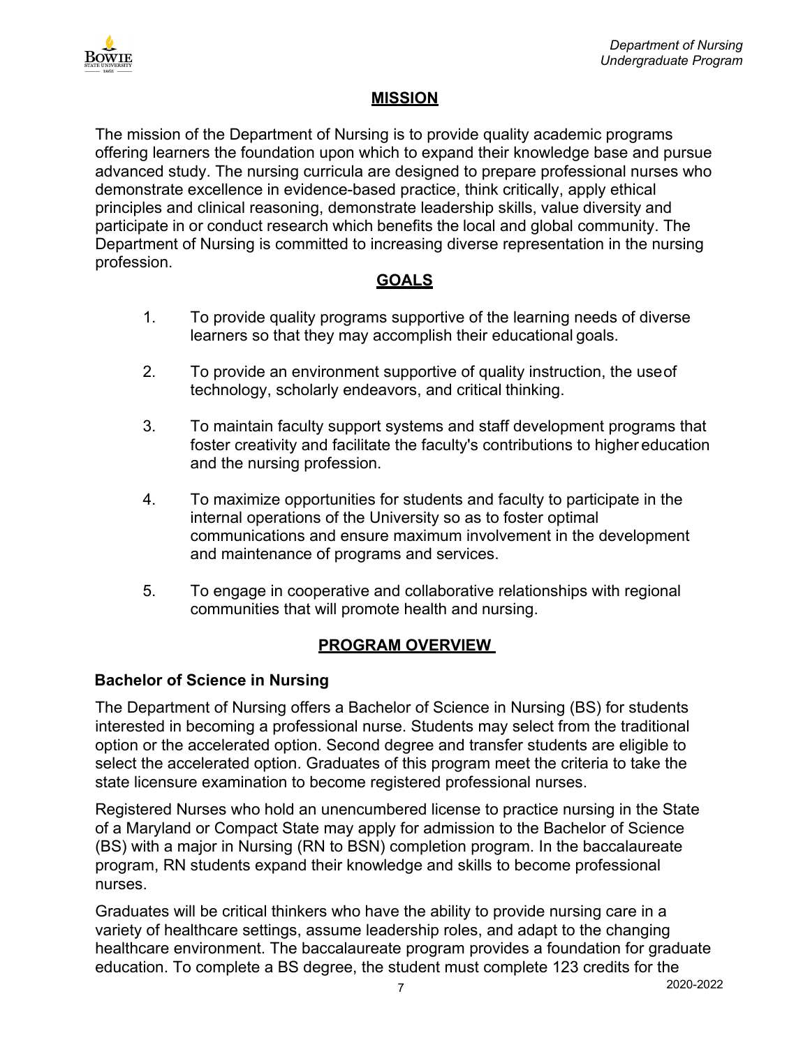## MISSION

The mission of the Department of Nursing is to provide quality academic programs offering learners the foundation upon which to expand their knowledge base and pursue advanced study. The nursing curricula are designed to prepare professional nurses who demonstrate excellence in evidence-based practice, think critically, apply ethical principles and clinical reasoning, demonstrate leadership skills, value diversity and participate in or conduct research which benefits the local and global community. The Department of Nursing is committed to increasing diverse representation in the nursing profession.

## GOALS

1. To provide quality programs supportive of the learning needs of diverse learners so that they may accomplish their educational goals.

2. To provide an environment supportive of quality instruction, the use of technology, scholarly endeavors, and critical thinking.

3. To maintain faculty support systems and staff development programs that foster creativity and facilitate the faculty's contributions to higher education and the nursing profession.

4. To maximize opportunities for students and faculty to participate in the internal operations of the University so as to foster optimal communications and ensure maximum involvement in the development and maintenance of programs and services.

5. To engage in cooperative and collaborative relationships with regional communities that will promote health and nursing.

## PROGRAM OVERVIEW

### Bachelor of Science in Nursing

The Department of Nursing offers a Bachelor of Science in Nursing (BS) for students interested in becoming a professional nurse. Students may select from the traditional option or the accelerated option. Second degree and transfer students are eligible to select the accelerated option. Graduates of this program meet the criteria to take the state licensure examination to become registered professional nurses.

Registered Nurses who hold an unencumbered license to practice nursing in the State of a Maryland or Compact State may apply for admission to the Bachelor of Science (BS) with a major in Nursing (RN to BSN) completion program. In the baccalaureate program, RN students expand their knowledge and skills to become professional nurses.

Graduates will be critical thinkers who have the ability to provide nursing care in a variety of healthcare settings, assume leadership roles, and adapt to the changing healthcare environment. The baccalaureate program provides a foundation for graduate education. To complete a BS degree, the student must complete 123 credits for the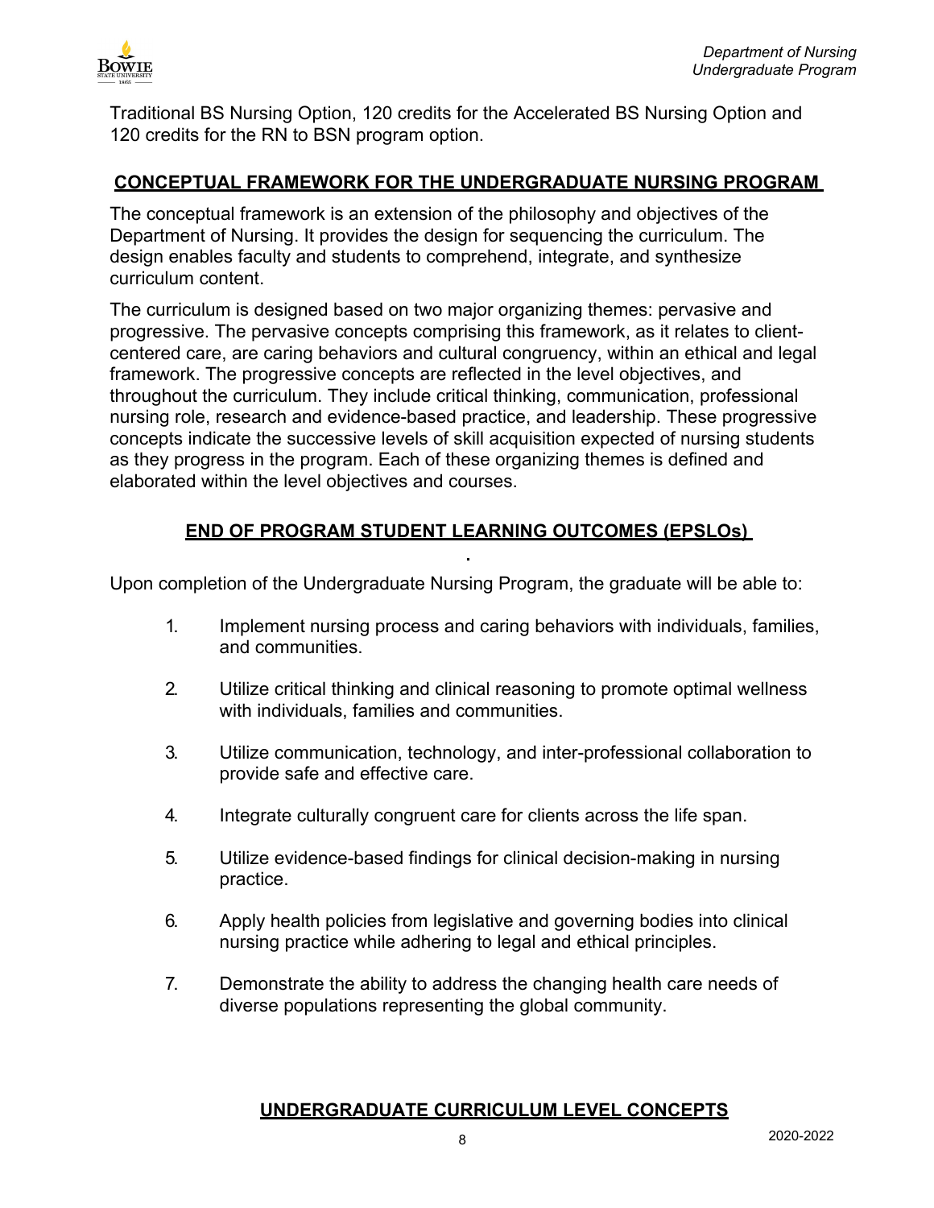Traditional BS Nursing Option, 120 credits for the Accelerated BS Nursing Option and 120 credits for the RN to BSN program option.

## CONCEPTUAL FRAMEWORK FOR THE UNDERGRADUATE NURSING PROGRAM

The conceptual framework is an extension of the philosophy and objectives of the Department of Nursing. It provides the design for sequencing the curriculum. The design enables faculty and students to comprehend, integrate, and synthesize curriculum content.

The curriculum is designed based on two major organizing themes: pervasive and progressive. The pervasive concepts comprising this framework, as it relates to client-centered care, are caring behaviors and cultural congruency, within an ethical and legal framework. The progressive concepts are reflected in the level objectives, and throughout the curriculum. They include critical thinking, communication, professional nursing role, research and evidence-based practice, and leadership. These progressive concepts indicate the successive levels of skill acquisition expected of nursing students as they progress in the program. Each of these organizing themes is defined and elaborated within the level objectives and courses.

## END OF PROGRAM STUDENT LEARNING OUTCOMES (EPSLOs)

Upon completion of the Undergraduate Nursing Program, the graduate will be able to:

1. Implement nursing process and caring behaviors with individuals, families, and communities.
2. Utilize critical thinking and clinical reasoning to promote optimal wellness with individuals, families and communities.
3. Utilize communication, technology, and inter-professional collaboration to provide safe and effective care.
4. Integrate culturally congruent care for clients across the life span.
5. Utilize evidence-based findings for clinical decision-making in nursing practice.
6. Apply health policies from legislative and governing bodies into clinical nursing practice while adhering to legal and ethical principles.
7. Demonstrate the ability to address the changing health care needs of diverse populations representing the global community.

## UNDERGRADUATE CURRICULUM LEVEL CONCEPTS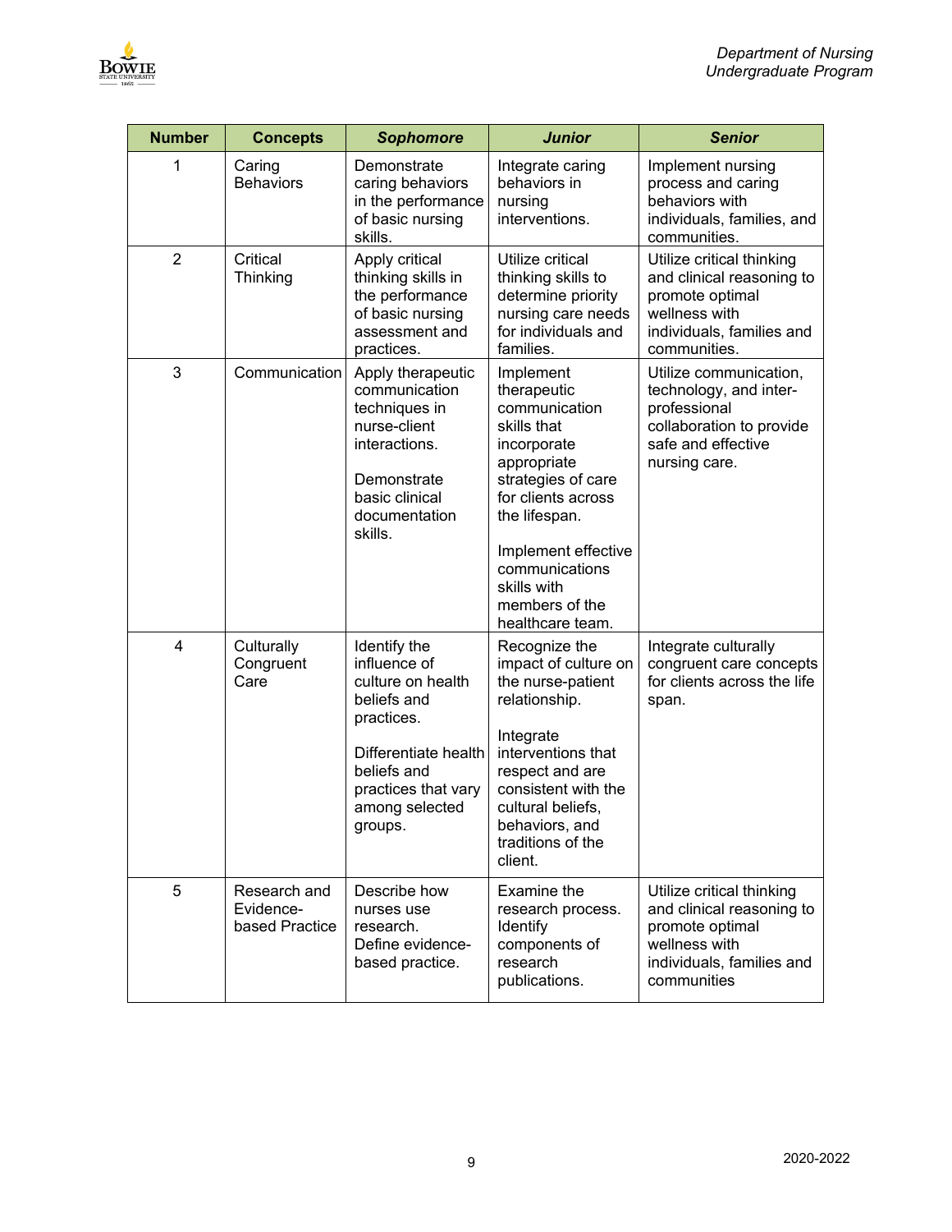| Number | Concepts | *Sophomore* | *Junior* | *Senior* |
|---|---|---|---|---|
| 1 | Caring Behaviors | Demonstrate caring behaviors in the performance of basic nursing skills. | Integrate caring behaviors in nursing interventions. | Implement nursing process and caring behaviors with individuals, families, and communities. |
| 2 | Critical Thinking | Apply critical thinking skills in the performance of basic nursing assessment and practices. | Utilize critical thinking skills to determine priority nursing care needs for individuals and families. | Utilize critical thinking and clinical reasoning to promote optimal wellness with individuals, families and communities. |
| 3 | Communication | Apply therapeutic communication techniques in nurse-client interactions.<br><br>Demonstrate basic clinical documentation skills. | Implement therapeutic communication skills that incorporate appropriate strategies of care for clients across the lifespan.<br><br>Implement effective communications skills with members of the healthcare team. | Utilize communication, technology, and inter-professional collaboration to provide safe and effective nursing care. |
| 4 | Culturally Congruent Care | Identify the influence of culture on health beliefs and practices.<br><br>Differentiate health beliefs and practices that vary among selected groups. | Recognize the impact of culture on the nurse-patient relationship.<br><br>Integrate interventions that respect and are consistent with the cultural beliefs, behaviors, and traditions of the client. | Integrate culturally congruent care concepts for clients across the life span. |
| 5 | Research and Evidence-based Practice | Describe how nurses use research. Define evidence-based practice. | Examine the research process. Identify components of research publications. | Utilize critical thinking and clinical reasoning to promote optimal wellness with individuals, families and communities |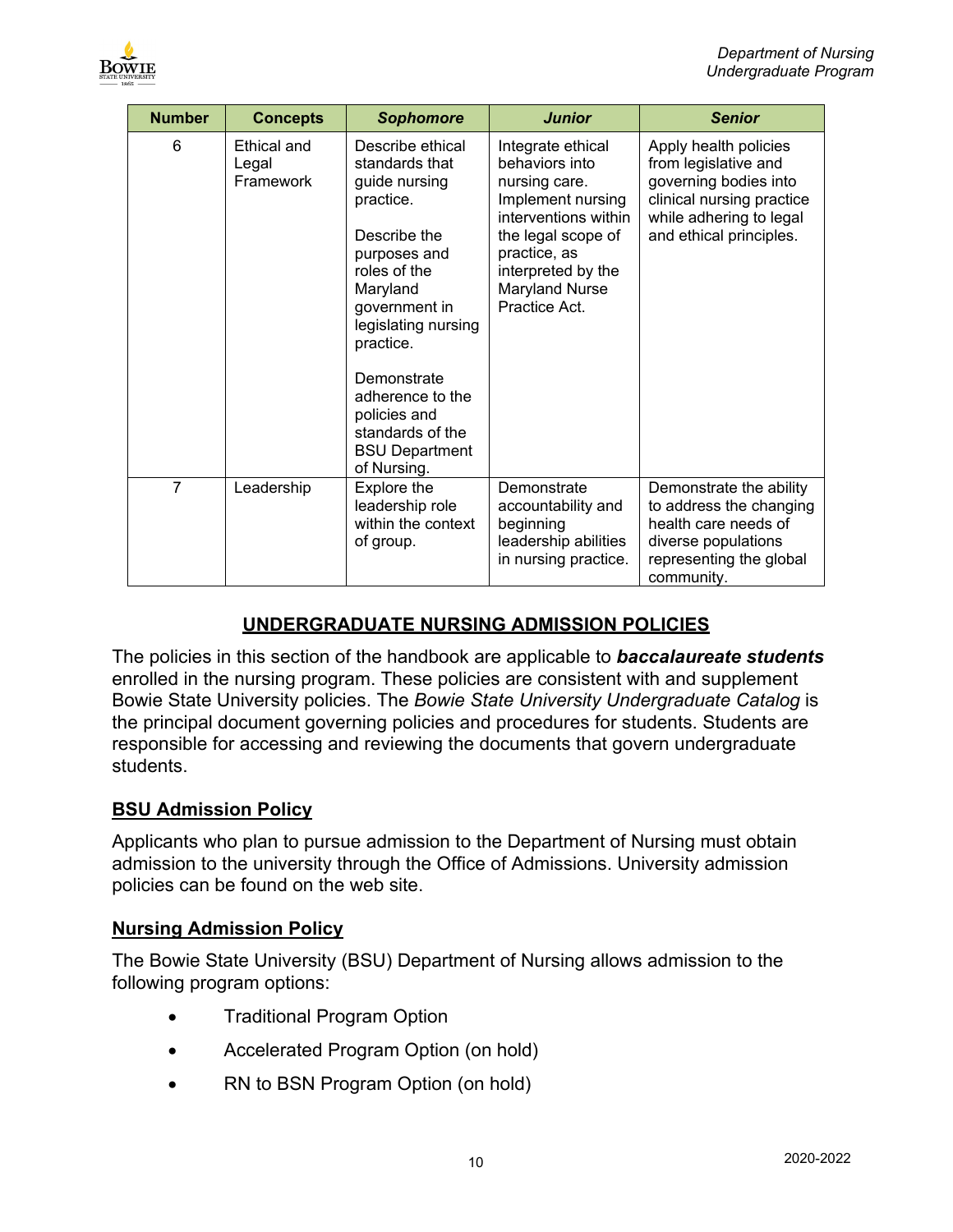| Number | Concepts | *Sophomore* | *Junior* | *Senior* |
|---|---|---|---|---|
| 6 | Ethical and Legal Framework | Describe ethical standards that guide nursing practice.<br><br>Describe the purposes and roles of the Maryland government in legislating nursing practice.<br><br>Demonstrate adherence to the policies and standards of the BSU Department of Nursing. | Integrate ethical behaviors into nursing care. Implement nursing interventions within the legal scope of practice, as interpreted by the Maryland Nurse Practice Act. | Apply health policies from legislative and governing bodies into clinical nursing practice while adhering to legal and ethical principles. |
| 7 | Leadership | Explore the leadership role within the context of group. | Demonstrate accountability and beginning leadership abilities in nursing practice. | Demonstrate the ability to address the changing health care needs of diverse populations representing the global community. |

## UNDERGRADUATE NURSING ADMISSION POLICIES

The policies in this section of the handbook are applicable to ***baccalaureate students*** enrolled in the nursing program. These policies are consistent with and supplement Bowie State University policies. The *Bowie State University Undergraduate Catalog* is the principal document governing policies and procedures for students. Students are responsible for accessing and reviewing the documents that govern undergraduate students.

### BSU Admission Policy

Applicants who plan to pursue admission to the Department of Nursing must obtain admission to the university through the Office of Admissions. University admission policies can be found on the web site.

### Nursing Admission Policy

The Bowie State University (BSU) Department of Nursing allows admission to the following program options:

- Traditional Program Option
- Accelerated Program Option (on hold)
- RN to BSN Program Option (on hold)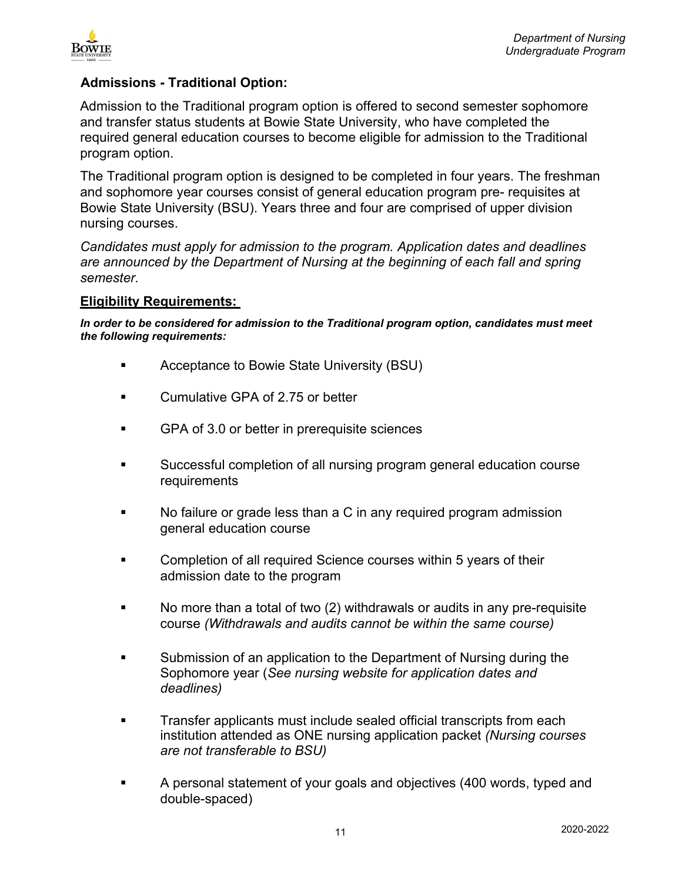## Admissions - Traditional Option:

Admission to the Traditional program option is offered to second semester sophomore and transfer status students at Bowie State University, who have completed the required general education courses to become eligible for admission to the Traditional program option.

The Traditional program option is designed to be completed in four years. The freshman and sophomore year courses consist of general education program pre- requisites at Bowie State University (BSU). Years three and four are comprised of upper division nursing courses.

*Candidates must apply for admission to the program. Application dates and deadlines are announced by the Department of Nursing at the beginning of each fall and spring semester.*

### Eligibility Requirements:

***In order to be considered for admission to the Traditional program option, candidates must meet the following requirements:***

- Acceptance to Bowie State University (BSU)
- Cumulative GPA of 2.75 or better
- GPA of 3.0 or better in prerequisite sciences
- Successful completion of all nursing program general education course requirements
- No failure or grade less than a C in any required program admission general education course
- Completion of all required Science courses within 5 years of their admission date to the program
- No more than a total of two (2) withdrawals or audits in any pre-requisite course *(Withdrawals and audits cannot be within the same course)*
- Submission of an application to the Department of Nursing during the Sophomore year (*See nursing website for application dates and deadlines)*
- Transfer applicants must include sealed official transcripts from each institution attended as ONE nursing application packet *(Nursing courses are not transferable to BSU)*
- A personal statement of your goals and objectives (400 words, typed and double-spaced)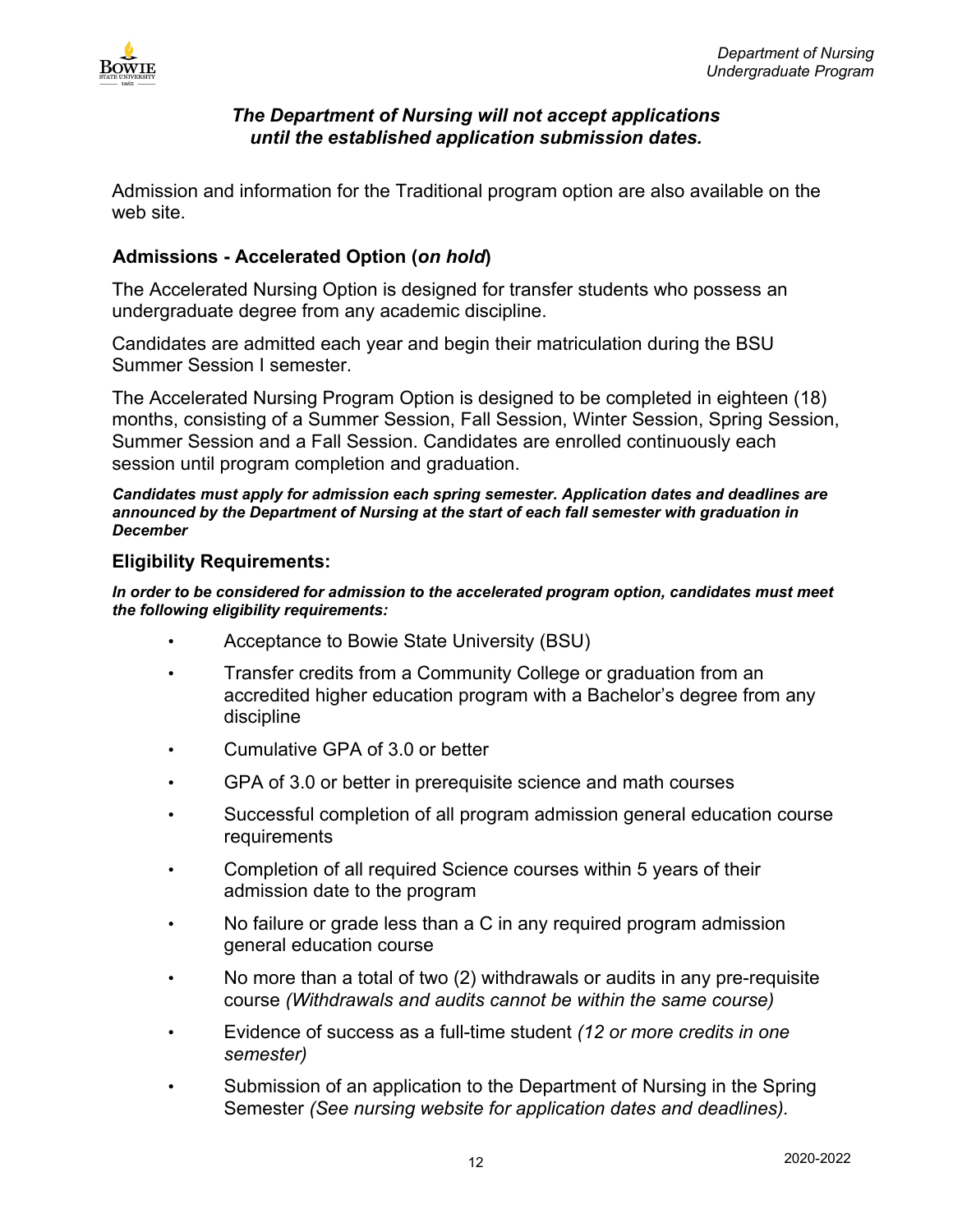***The Department of Nursing will not accept applications until the established application submission dates.***

Admission and information for the Traditional program option are also available on the web site.

### Admissions - Accelerated Option (*on hold*)

The Accelerated Nursing Option is designed for transfer students who possess an undergraduate degree from any academic discipline.

Candidates are admitted each year and begin their matriculation during the BSU Summer Session I semester.

The Accelerated Nursing Program Option is designed to be completed in eighteen (18) months, consisting of a Summer Session, Fall Session, Winter Session, Spring Session, Summer Session and a Fall Session. Candidates are enrolled continuously each session until program completion and graduation.

***Candidates must apply for admission each spring semester. Application dates and deadlines are announced by the Department of Nursing at the start of each fall semester with graduation in December***

### Eligibility Requirements:

***In order to be considered for admission to the accelerated program option, candidates must meet the following eligibility requirements:***

- Acceptance to Bowie State University (BSU)
- Transfer credits from a Community College or graduation from an accredited higher education program with a Bachelor's degree from any discipline
- Cumulative GPA of 3.0 or better
- GPA of 3.0 or better in prerequisite science and math courses
- Successful completion of all program admission general education course requirements
- Completion of all required Science courses within 5 years of their admission date to the program
- No failure or grade less than a C in any required program admission general education course
- No more than a total of two (2) withdrawals or audits in any pre-requisite course *(Withdrawals and audits cannot be within the same course)*
- Evidence of success as a full-time student *(12 or more credits in one semester)*
- Submission of an application to the Department of Nursing in the Spring Semester *(See nursing website for application dates and deadlines).*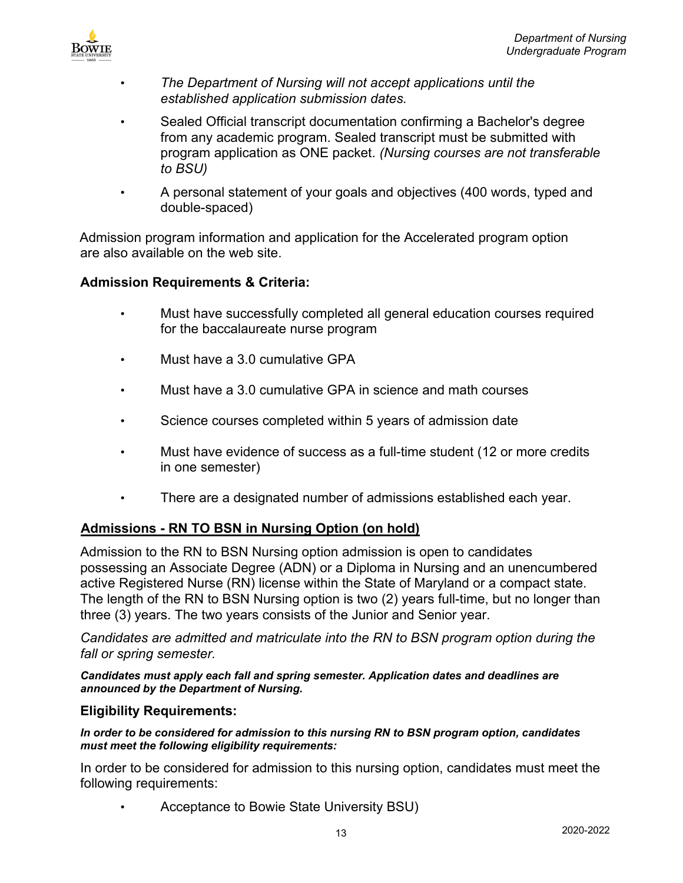- *The Department of Nursing will not accept applications until the established application submission dates.*
- Sealed Official transcript documentation confirming a Bachelor's degree from any academic program. Sealed transcript must be submitted with program application as ONE packet. *(Nursing courses are not transferable to BSU)*
- A personal statement of your goals and objectives (400 words, typed and double-spaced)

Admission program information and application for the Accelerated program option are also available on the web site.

### Admission Requirements & Criteria:

- Must have successfully completed all general education courses required for the baccalaureate nurse program
- Must have a 3.0 cumulative GPA
- Must have a 3.0 cumulative GPA in science and math courses
- Science courses completed within 5 years of admission date
- Must have evidence of success as a full-time student (12 or more credits in one semester)
- There are a designated number of admissions established each year.

## Admissions - RN TO BSN in Nursing Option (on hold)

Admission to the RN to BSN Nursing option admission is open to candidates possessing an Associate Degree (ADN) or a Diploma in Nursing and an unencumbered active Registered Nurse (RN) license within the State of Maryland or a compact state. The length of the RN to BSN Nursing option is two (2) years full-time, but no longer than three (3) years. The two years consists of the Junior and Senior year.

*Candidates are admitted and matriculate into the RN to BSN program option during the fall or spring semester.*

***Candidates must apply each fall and spring semester. Application dates and deadlines are announced by the Department of Nursing.***

### Eligibility Requirements:

***In order to be considered for admission to this nursing RN to BSN program option, candidates must meet the following eligibility requirements:***

In order to be considered for admission to this nursing option, candidates must meet the following requirements:

- Acceptance to Bowie State University BSU)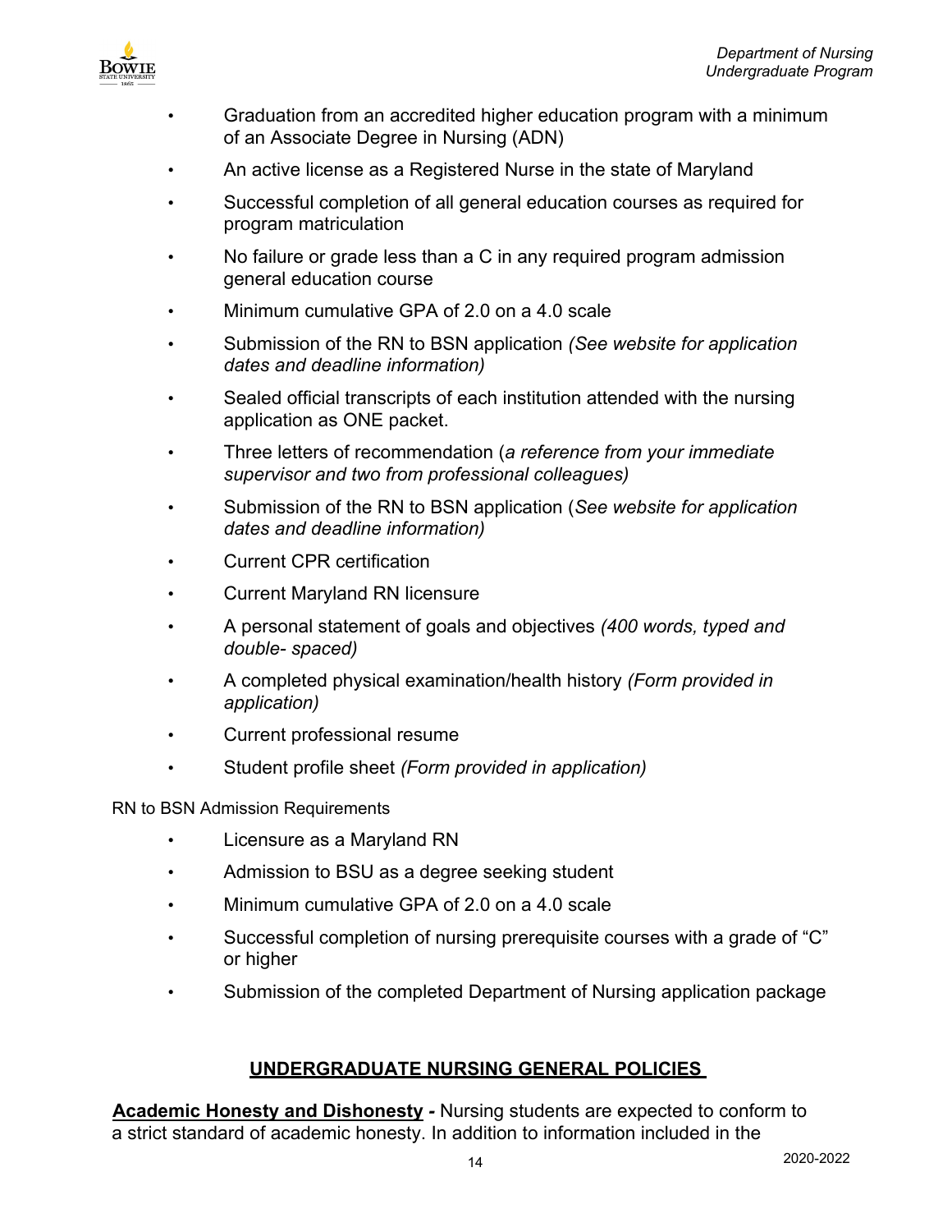- Graduation from an accredited higher education program with a minimum of an Associate Degree in Nursing (ADN)
- An active license as a Registered Nurse in the state of Maryland
- Successful completion of all general education courses as required for program matriculation
- No failure or grade less than a C in any required program admission general education course
- Minimum cumulative GPA of 2.0 on a 4.0 scale
- Submission of the RN to BSN application *(See website for application dates and deadline information)*
- Sealed official transcripts of each institution attended with the nursing application as ONE packet.
- Three letters of recommendation (*a reference from your immediate supervisor and two from professional colleagues)*
- Submission of the RN to BSN application (*See website for application dates and deadline information)*
- Current CPR certification
- Current Maryland RN licensure
- A personal statement of goals and objectives *(400 words, typed and double- spaced)*
- A completed physical examination/health history *(Form provided in application)*
- Current professional resume
- Student profile sheet *(Form provided in application)*

RN to BSN Admission Requirements

- Licensure as a Maryland RN
- Admission to BSU as a degree seeking student
- Minimum cumulative GPA of 2.0 on a 4.0 scale
- Successful completion of nursing prerequisite courses with a grade of "C" or higher
- Submission of the completed Department of Nursing application package

## UNDERGRADUATE NURSING GENERAL POLICIES

**Academic Honesty and Dishonesty -** Nursing students are expected to conform to a strict standard of academic honesty. In addition to information included in the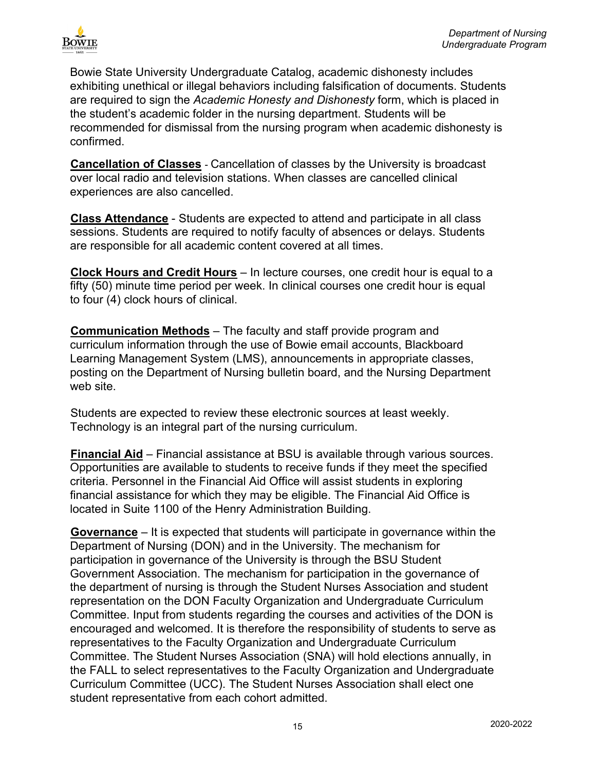Bowie State University Undergraduate Catalog, academic dishonesty includes exhibiting unethical or illegal behaviors including falsification of documents. Students are required to sign the *Academic Honesty and Dishonesty* form, which is placed in the student's academic folder in the nursing department. Students will be recommended for dismissal from the nursing program when academic dishonesty is confirmed.

**Cancellation of Classes** - Cancellation of classes by the University is broadcast over local radio and television stations. When classes are cancelled clinical experiences are also cancelled.

**Class Attendance** - Students are expected to attend and participate in all class sessions. Students are required to notify faculty of absences or delays. Students are responsible for all academic content covered at all times.

**Clock Hours and Credit Hours** – In lecture courses, one credit hour is equal to a fifty (50) minute time period per week. In clinical courses one credit hour is equal to four (4) clock hours of clinical.

**Communication Methods** – The faculty and staff provide program and curriculum information through the use of Bowie email accounts, Blackboard Learning Management System (LMS), announcements in appropriate classes, posting on the Department of Nursing bulletin board, and the Nursing Department web site.

Students are expected to review these electronic sources at least weekly. Technology is an integral part of the nursing curriculum.

**Financial Aid** – Financial assistance at BSU is available through various sources. Opportunities are available to students to receive funds if they meet the specified criteria. Personnel in the Financial Aid Office will assist students in exploring financial assistance for which they may be eligible. The Financial Aid Office is located in Suite 1100 of the Henry Administration Building.

**Governance** – It is expected that students will participate in governance within the Department of Nursing (DON) and in the University. The mechanism for participation in governance of the University is through the BSU Student Government Association. The mechanism for participation in the governance of the department of nursing is through the Student Nurses Association and student representation on the DON Faculty Organization and Undergraduate Curriculum Committee. Input from students regarding the courses and activities of the DON is encouraged and welcomed. It is therefore the responsibility of students to serve as representatives to the Faculty Organization and Undergraduate Curriculum Committee. The Student Nurses Association (SNA) will hold elections annually, in the FALL to select representatives to the Faculty Organization and Undergraduate Curriculum Committee (UCC). The Student Nurses Association shall elect one student representative from each cohort admitted.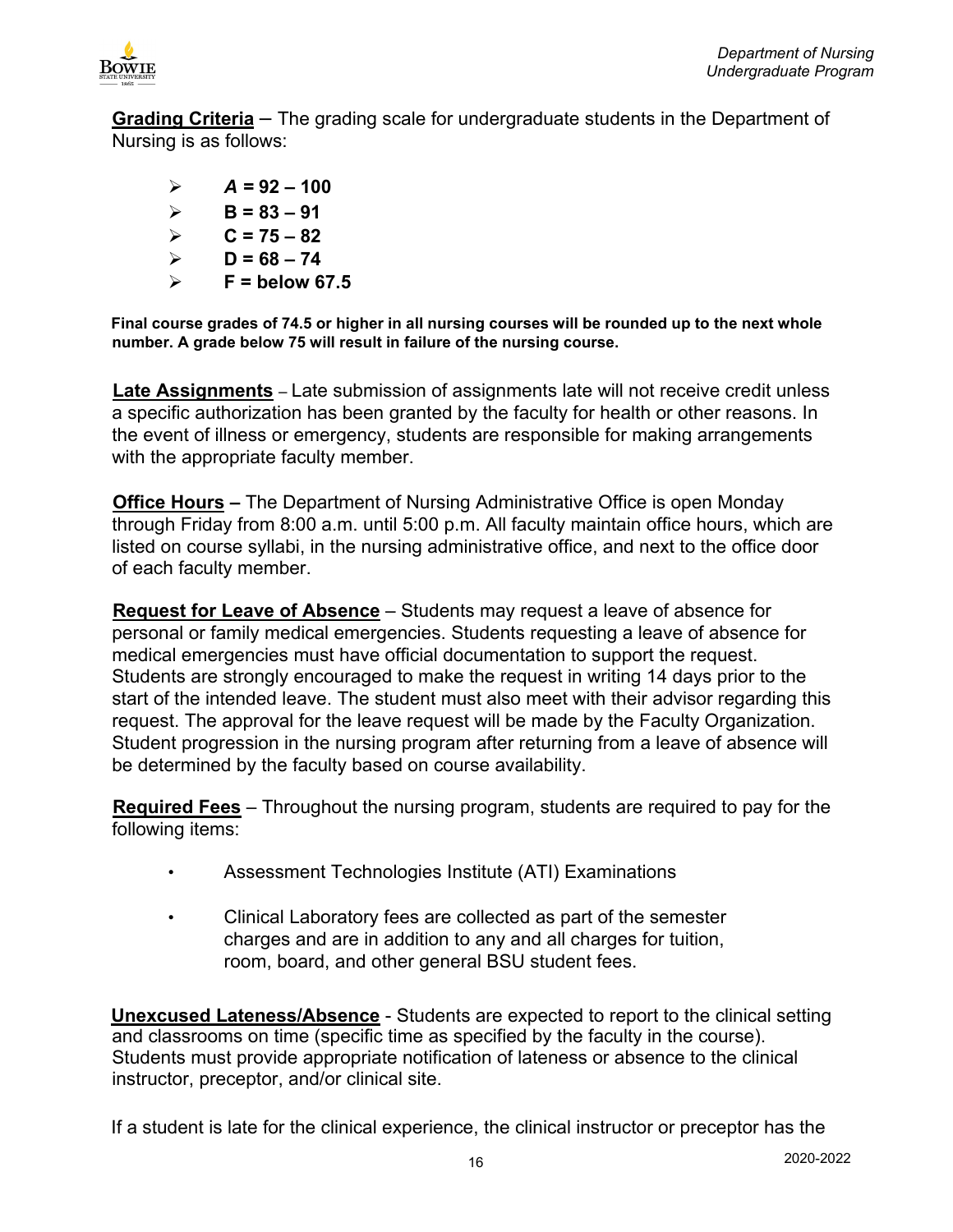**Grading Criteria** – The grading scale for undergraduate students in the Department of Nursing is as follows:

- ***A* = 92 – 100**
- **B = 83 – 91**
- **C = 75 – 82**
- **D = 68 – 74**
- **F = below 67.5**

**Final course grades of 74.5 or higher in all nursing courses will be rounded up to the next whole number. A grade below 75 will result in failure of the nursing course.**

**Late Assignments** – Late submission of assignments late will not receive credit unless a specific authorization has been granted by the faculty for health or other reasons. In the event of illness or emergency, students are responsible for making arrangements with the appropriate faculty member.

**Office Hours –** The Department of Nursing Administrative Office is open Monday through Friday from 8:00 a.m. until 5:00 p.m. All faculty maintain office hours, which are listed on course syllabi, in the nursing administrative office, and next to the office door of each faculty member.

**Request for Leave of Absence** – Students may request a leave of absence for personal or family medical emergencies. Students requesting a leave of absence for medical emergencies must have official documentation to support the request. Students are strongly encouraged to make the request in writing 14 days prior to the start of the intended leave. The student must also meet with their advisor regarding this request. The approval for the leave request will be made by the Faculty Organization. Student progression in the nursing program after returning from a leave of absence will be determined by the faculty based on course availability.

**Required Fees** – Throughout the nursing program, students are required to pay for the following items:

- Assessment Technologies Institute (ATI) Examinations
- Clinical Laboratory fees are collected as part of the semester charges and are in addition to any and all charges for tuition, room, board, and other general BSU student fees.

**Unexcused Lateness/Absence** - Students are expected to report to the clinical setting and classrooms on time (specific time as specified by the faculty in the course). Students must provide appropriate notification of lateness or absence to the clinical instructor, preceptor, and/or clinical site.

If a student is late for the clinical experience, the clinical instructor or preceptor has the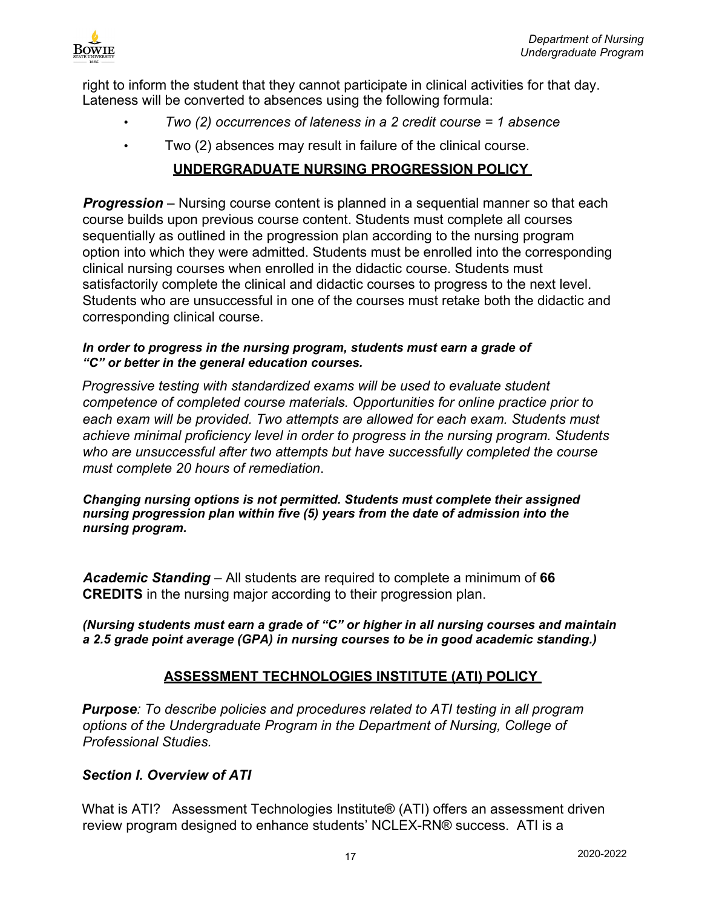right to inform the student that they cannot participate in clinical activities for that day. Lateness will be converted to absences using the following formula:

- *Two (2) occurrences of lateness in a 2 credit course = 1 absence*
- Two (2) absences may result in failure of the clinical course.

## UNDERGRADUATE NURSING PROGRESSION POLICY

***Progression*** – Nursing course content is planned in a sequential manner so that each course builds upon previous course content. Students must complete all courses sequentially as outlined in the progression plan according to the nursing program option into which they were admitted. Students must be enrolled into the corresponding clinical nursing courses when enrolled in the didactic course. Students must satisfactorily complete the clinical and didactic courses to progress to the next level. Students who are unsuccessful in one of the courses must retake both the didactic and corresponding clinical course.

***In order to progress in the nursing program, students must earn a grade of "C" or better in the general education courses.***

*Progressive testing with standardized exams will be used to evaluate student competence of completed course materials. Opportunities for online practice prior to each exam will be provided. Two attempts are allowed for each exam. Students must achieve minimal proficiency level in order to progress in the nursing program. Students who are unsuccessful after two attempts but have successfully completed the course must complete 20 hours of remediation*.

***Changing nursing options is not permitted. Students must complete their assigned nursing progression plan within five (5) years from the date of admission into the nursing program.***

***Academic Standing*** – All students are required to complete a minimum of **66 CREDITS** in the nursing major according to their progression plan.

***(Nursing students must earn a grade of "C" or higher in all nursing courses and maintain a 2.5 grade point average (GPA) in nursing courses to be in good academic standing.)***

## ASSESSMENT TECHNOLOGIES INSTITUTE (ATI) POLICY

***Purpose****: To describe policies and procedures related to ATI testing in all program options of the Undergraduate Program in the Department of Nursing, College of Professional Studies.*

### *Section I. Overview of ATI*

What is ATI? Assessment Technologies Institute® (ATI) offers an assessment driven review program designed to enhance students' NCLEX-RN® success. ATI is a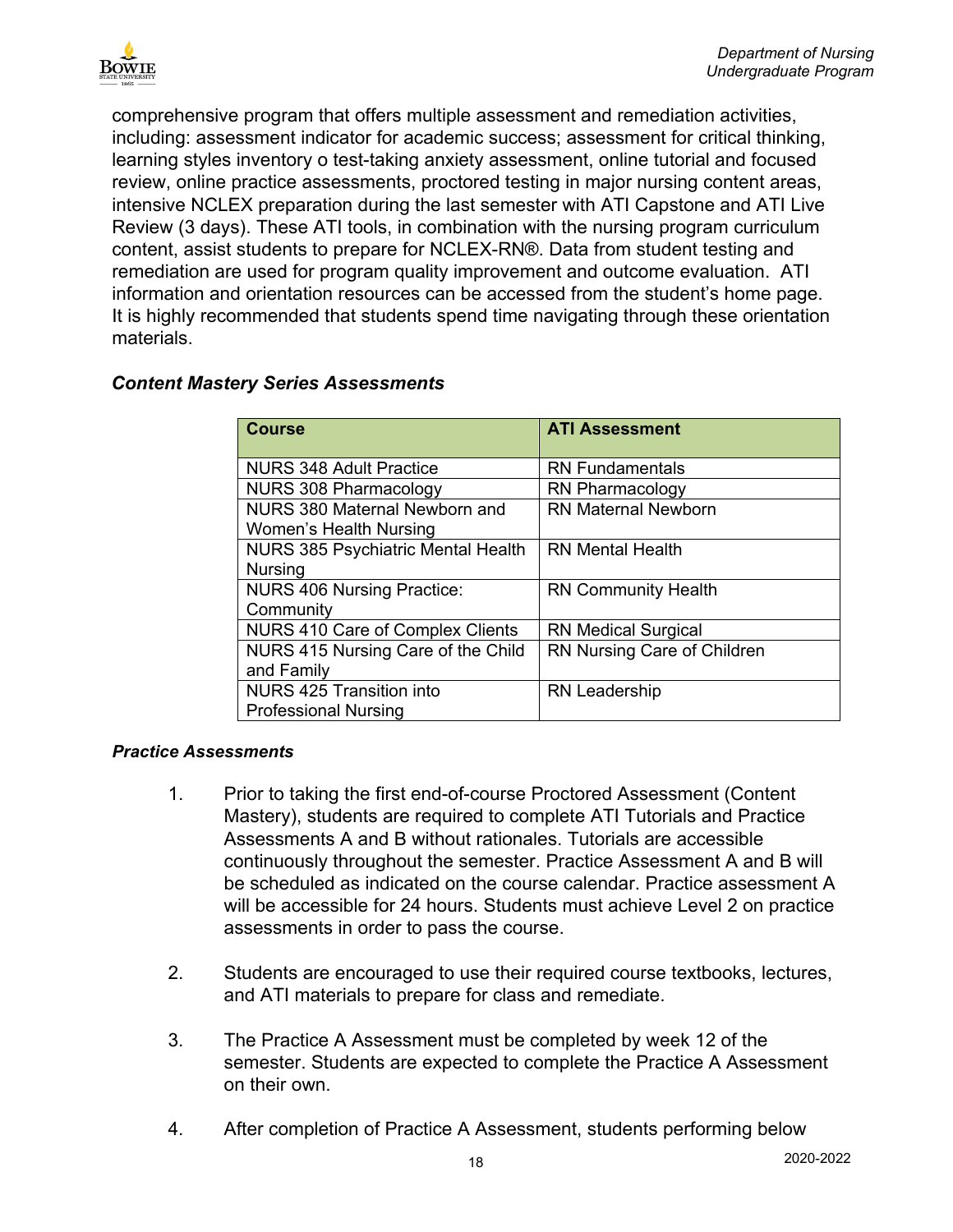comprehensive program that offers multiple assessment and remediation activities, including: assessment indicator for academic success; assessment for critical thinking, learning styles inventory o test-taking anxiety assessment, online tutorial and focused review, online practice assessments, proctored testing in major nursing content areas, intensive NCLEX preparation during the last semester with ATI Capstone and ATI Live Review (3 days). These ATI tools, in combination with the nursing program curriculum content, assist students to prepare for NCLEX-RN®. Data from student testing and remediation are used for program quality improvement and outcome evaluation. ATI information and orientation resources can be accessed from the student's home page. It is highly recommended that students spend time navigating through these orientation materials.

### *Content Mastery Series Assessments*

| Course | ATI Assessment |
|---|---|
| NURS 348 Adult Practice | RN Fundamentals |
| NURS 308 Pharmacology | RN Pharmacology |
| NURS 380 Maternal Newborn and Women's Health Nursing | RN Maternal Newborn |
| NURS 385 Psychiatric Mental Health Nursing | RN Mental Health |
| NURS 406 Nursing Practice: Community | RN Community Health |
| NURS 410 Care of Complex Clients | RN Medical Surgical |
| NURS 415 Nursing Care of the Child and Family | RN Nursing Care of Children |
| NURS 425 Transition into Professional Nursing | RN Leadership |

#### *Practice Assessments*

1. Prior to taking the first end-of-course Proctored Assessment (Content Mastery), students are required to complete ATI Tutorials and Practice Assessments A and B without rationales. Tutorials are accessible continuously throughout the semester. Practice Assessment A and B will be scheduled as indicated on the course calendar. Practice assessment A will be accessible for 24 hours. Students must achieve Level 2 on practice assessments in order to pass the course.

2. Students are encouraged to use their required course textbooks, lectures, and ATI materials to prepare for class and remediate.

3. The Practice A Assessment must be completed by week 12 of the semester. Students are expected to complete the Practice A Assessment on their own.

4. After completion of Practice A Assessment, students performing below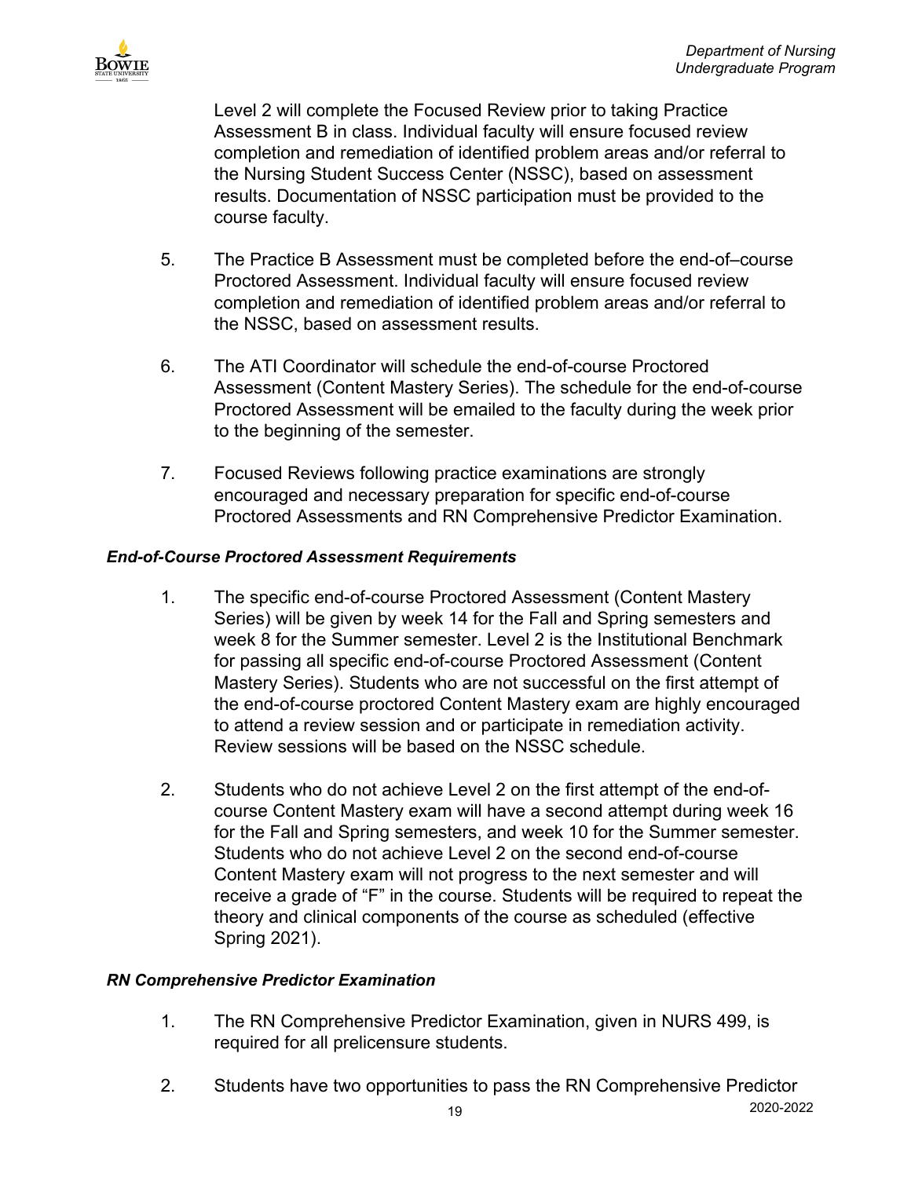Level 2 will complete the Focused Review prior to taking Practice Assessment B in class. Individual faculty will ensure focused review completion and remediation of identified problem areas and/or referral to the Nursing Student Success Center (NSSC), based on assessment results. Documentation of NSSC participation must be provided to the course faculty.

5. The Practice B Assessment must be completed before the end-of–course Proctored Assessment. Individual faculty will ensure focused review completion and remediation of identified problem areas and/or referral to the NSSC, based on assessment results.

6. The ATI Coordinator will schedule the end-of-course Proctored Assessment (Content Mastery Series). The schedule for the end-of-course Proctored Assessment will be emailed to the faculty during the week prior to the beginning of the semester.

7. Focused Reviews following practice examinations are strongly encouraged and necessary preparation for specific end-of-course Proctored Assessments and RN Comprehensive Predictor Examination.

***End-of-Course Proctored Assessment Requirements***

1. The specific end-of-course Proctored Assessment (Content Mastery Series) will be given by week 14 for the Fall and Spring semesters and week 8 for the Summer semester. Level 2 is the Institutional Benchmark for passing all specific end-of-course Proctored Assessment (Content Mastery Series). Students who are not successful on the first attempt of the end-of-course proctored Content Mastery exam are highly encouraged to attend a review session and or participate in remediation activity. Review sessions will be based on the NSSC schedule.

2. Students who do not achieve Level 2 on the first attempt of the end-of-course Content Mastery exam will have a second attempt during week 16 for the Fall and Spring semesters, and week 10 for the Summer semester. Students who do not achieve Level 2 on the second end-of-course Content Mastery exam will not progress to the next semester and will receive a grade of "F" in the course. Students will be required to repeat the theory and clinical components of the course as scheduled (effective Spring 2021).

***RN Comprehensive Predictor Examination***

1. The RN Comprehensive Predictor Examination, given in NURS 499, is required for all prelicensure students.

2. Students have two opportunities to pass the RN Comprehensive Predictor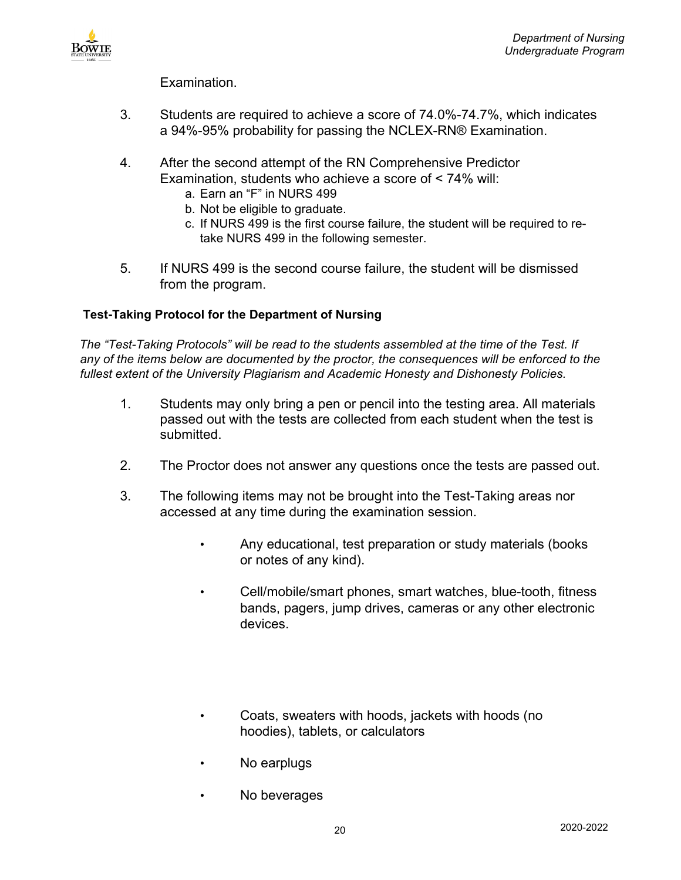Examination.

3. Students are required to achieve a score of 74.0%-74.7%, which indicates a 94%-95% probability for passing the NCLEX-RN® Examination.

4. After the second attempt of the RN Comprehensive Predictor Examination, students who achieve a score of < 74% will:
   a. Earn an "F" in NURS 499
   b. Not be eligible to graduate.
   c. If NURS 499 is the first course failure, the student will be required to re-take NURS 499 in the following semester.

5. If NURS 499 is the second course failure, the student will be dismissed from the program.

**Test-Taking Protocol for the Department of Nursing**

*The "Test-Taking Protocols" will be read to the students assembled at the time of the Test. If any of the items below are documented by the proctor, the consequences will be enforced to the fullest extent of the University Plagiarism and Academic Honesty and Dishonesty Policies.*

1. Students may only bring a pen or pencil into the testing area. All materials passed out with the tests are collected from each student when the test is submitted.

2. The Proctor does not answer any questions once the tests are passed out.

3. The following items may not be brought into the Test-Taking areas nor accessed at any time during the examination session.

   - Any educational, test preparation or study materials (books or notes of any kind).
   - Cell/mobile/smart phones, smart watches, blue-tooth, fitness bands, pagers, jump drives, cameras or any other electronic devices.
   - Coats, sweaters with hoods, jackets with hoods (no hoodies), tablets, or calculators
   - No earplugs
   - No beverages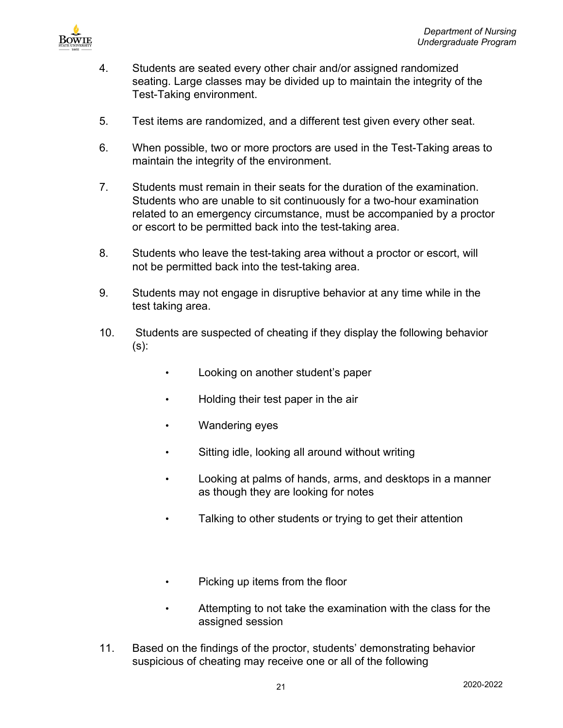4. Students are seated every other chair and/or assigned randomized seating. Large classes may be divided up to maintain the integrity of the Test-Taking environment.

5. Test items are randomized, and a different test given every other seat.

6. When possible, two or more proctors are used in the Test-Taking areas to maintain the integrity of the environment.

7. Students must remain in their seats for the duration of the examination. Students who are unable to sit continuously for a two-hour examination related to an emergency circumstance, must be accompanied by a proctor or escort to be permitted back into the test-taking area.

8. Students who leave the test-taking area without a proctor or escort, will not be permitted back into the test-taking area.

9. Students may not engage in disruptive behavior at any time while in the test taking area.

10. Students are suspected of cheating if they display the following behavior (s):

    - Looking on another student's paper
    - Holding their test paper in the air
    - Wandering eyes
    - Sitting idle, looking all around without writing
    - Looking at palms of hands, arms, and desktops in a manner as though they are looking for notes
    - Talking to other students or trying to get their attention
    - Picking up items from the floor
    - Attempting to not take the examination with the class for the assigned session

11. Based on the findings of the proctor, students' demonstrating behavior suspicious of cheating may receive one or all of the following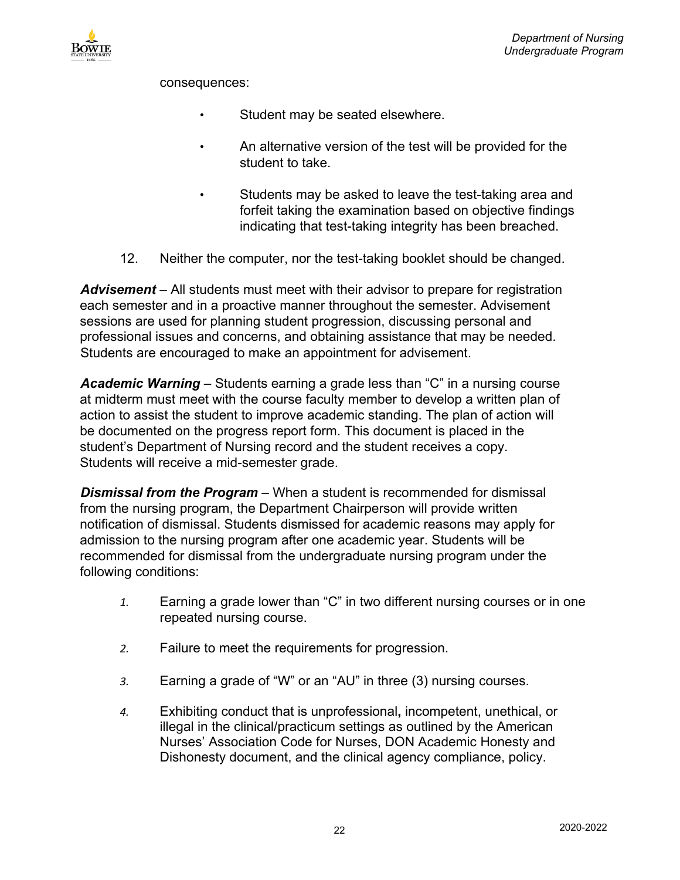consequences:

- Student may be seated elsewhere.
- An alternative version of the test will be provided for the student to take.
- Students may be asked to leave the test-taking area and forfeit taking the examination based on objective findings indicating that test-taking integrity has been breached.

12. Neither the computer, nor the test-taking booklet should be changed.

***Advisement*** – All students must meet with their advisor to prepare for registration each semester and in a proactive manner throughout the semester. Advisement sessions are used for planning student progression, discussing personal and professional issues and concerns, and obtaining assistance that may be needed. Students are encouraged to make an appointment for advisement.

***Academic Warning*** – Students earning a grade less than "C" in a nursing course at midterm must meet with the course faculty member to develop a written plan of action to assist the student to improve academic standing. The plan of action will be documented on the progress report form. This document is placed in the student's Department of Nursing record and the student receives a copy. Students will receive a mid-semester grade.

***Dismissal from the Program*** – When a student is recommended for dismissal from the nursing program, the Department Chairperson will provide written notification of dismissal. Students dismissed for academic reasons may apply for admission to the nursing program after one academic year. Students will be recommended for dismissal from the undergraduate nursing program under the following conditions:

1. Earning a grade lower than "C" in two different nursing courses or in one repeated nursing course.
2. Failure to meet the requirements for progression.
3. Earning a grade of "W" or an "AU" in three (3) nursing courses.
4. Exhibiting conduct that is unprofessional**,** incompetent, unethical, or illegal in the clinical/practicum settings as outlined by the American Nurses' Association Code for Nurses, DON Academic Honesty and Dishonesty document, and the clinical agency compliance, policy.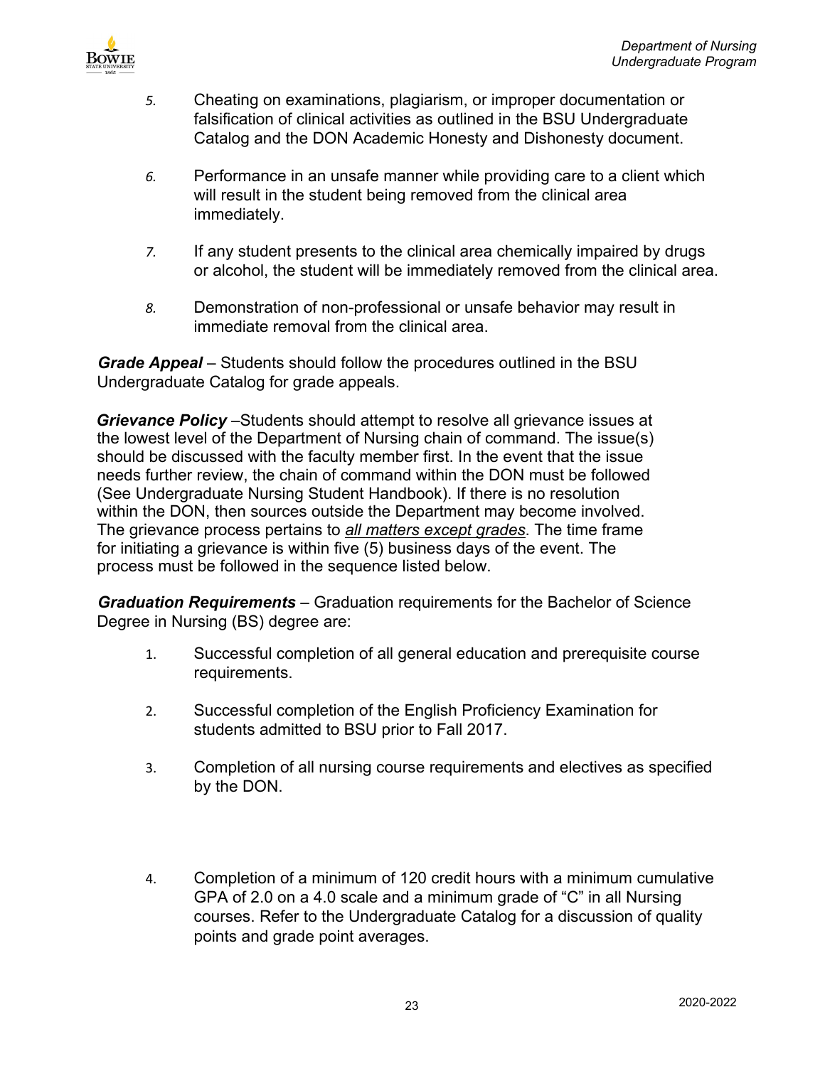5. Cheating on examinations, plagiarism, or improper documentation or falsification of clinical activities as outlined in the BSU Undergraduate Catalog and the DON Academic Honesty and Dishonesty document.

6. Performance in an unsafe manner while providing care to a client which will result in the student being removed from the clinical area immediately.

7. If any student presents to the clinical area chemically impaired by drugs or alcohol, the student will be immediately removed from the clinical area.

8. Demonstration of non-professional or unsafe behavior may result in immediate removal from the clinical area.

***Grade Appeal*** – Students should follow the procedures outlined in the BSU Undergraduate Catalog for grade appeals.

***Grievance Policy*** –Students should attempt to resolve all grievance issues at the lowest level of the Department of Nursing chain of command. The issue(s) should be discussed with the faculty member first. In the event that the issue needs further review, the chain of command within the DON must be followed (See Undergraduate Nursing Student Handbook). If there is no resolution within the DON, then sources outside the Department may become involved. The grievance process pertains to <u>*all matters except grades*</u>. The time frame for initiating a grievance is within five (5) business days of the event. The process must be followed in the sequence listed below.

***Graduation Requirements*** – Graduation requirements for the Bachelor of Science Degree in Nursing (BS) degree are:

1. Successful completion of all general education and prerequisite course requirements.

2. Successful completion of the English Proficiency Examination for students admitted to BSU prior to Fall 2017.

3. Completion of all nursing course requirements and electives as specified by the DON.

4. Completion of a minimum of 120 credit hours with a minimum cumulative GPA of 2.0 on a 4.0 scale and a minimum grade of "C" in all Nursing courses. Refer to the Undergraduate Catalog for a discussion of quality points and grade point averages.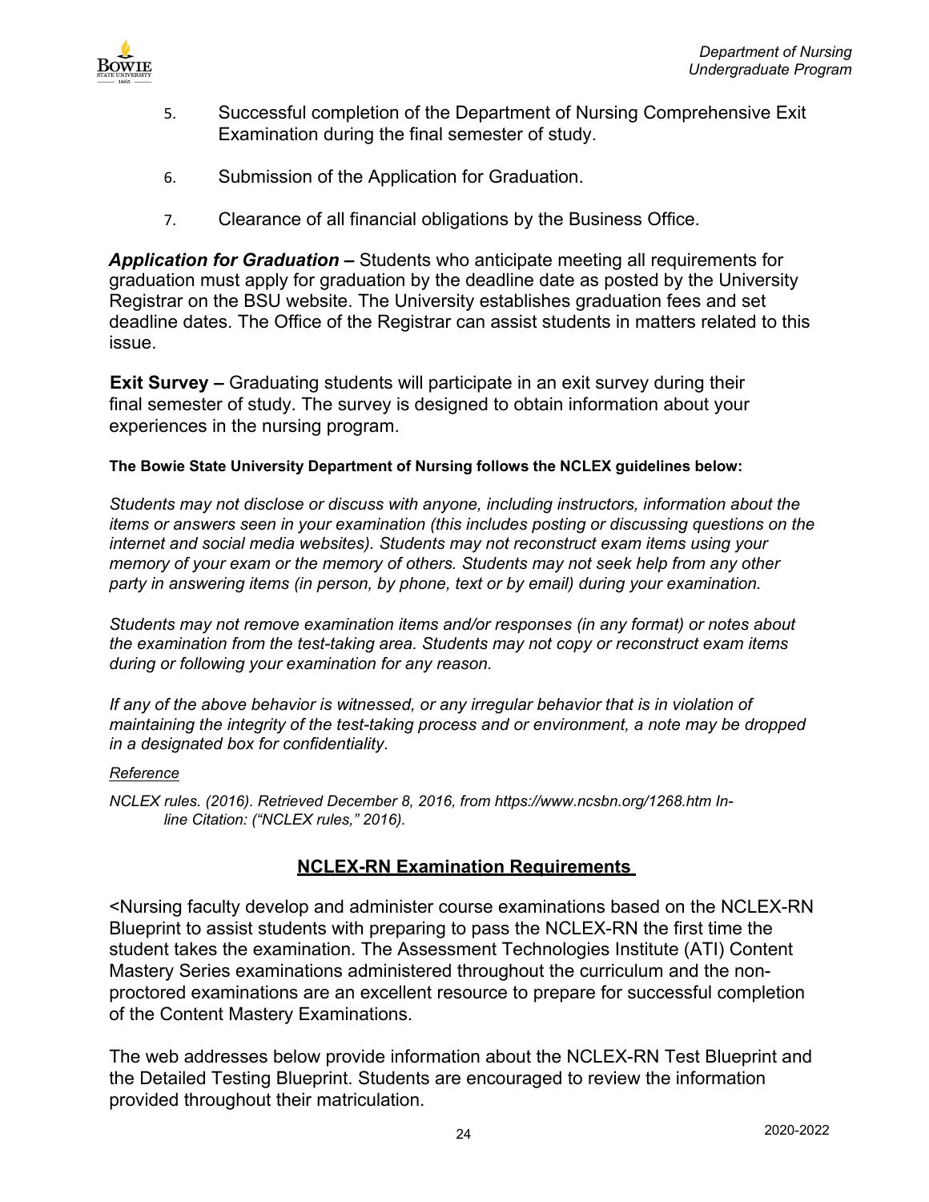5. Successful completion of the Department of Nursing Comprehensive Exit Examination during the final semester of study.

6. Submission of the Application for Graduation.

7. Clearance of all financial obligations by the Business Office.

***Application for Graduation –*** Students who anticipate meeting all requirements for graduation must apply for graduation by the deadline date as posted by the University Registrar on the BSU website. The University establishes graduation fees and set deadline dates. The Office of the Registrar can assist students in matters related to this issue.

**Exit Survey –** Graduating students will participate in an exit survey during their final semester of study. The survey is designed to obtain information about your experiences in the nursing program.

**The Bowie State University Department of Nursing follows the NCLEX guidelines below:**

*Students may not disclose or discuss with anyone, including instructors, information about the items or answers seen in your examination (this includes posting or discussing questions on the internet and social media websites). Students may not reconstruct exam items using your memory of your exam or the memory of others. Students may not seek help from any other party in answering items (in person, by phone, text or by email) during your examination.*

*Students may not remove examination items and/or responses (in any format) or notes about the examination from the test-taking area. Students may not copy or reconstruct exam items during or following your examination for any reason.*

*If any of the above behavior is witnessed, or any irregular behavior that is in violation of maintaining the integrity of the test-taking process and or environment, a note may be dropped in a designated box for confidentiality.*

*Reference*

*NCLEX rules. (2016). Retrieved December 8, 2016, from https://www.ncsbn.org/1268.htm In-line Citation: ("NCLEX rules," 2016).*

## NCLEX-RN Examination Requirements

<Nursing faculty develop and administer course examinations based on the NCLEX-RN Blueprint to assist students with preparing to pass the NCLEX-RN the first time the student takes the examination. The Assessment Technologies Institute (ATI) Content Mastery Series examinations administered throughout the curriculum and the non-proctored examinations are an excellent resource to prepare for successful completion of the Content Mastery Examinations.

The web addresses below provide information about the NCLEX-RN Test Blueprint and the Detailed Testing Blueprint. Students are encouraged to review the information provided throughout their matriculation.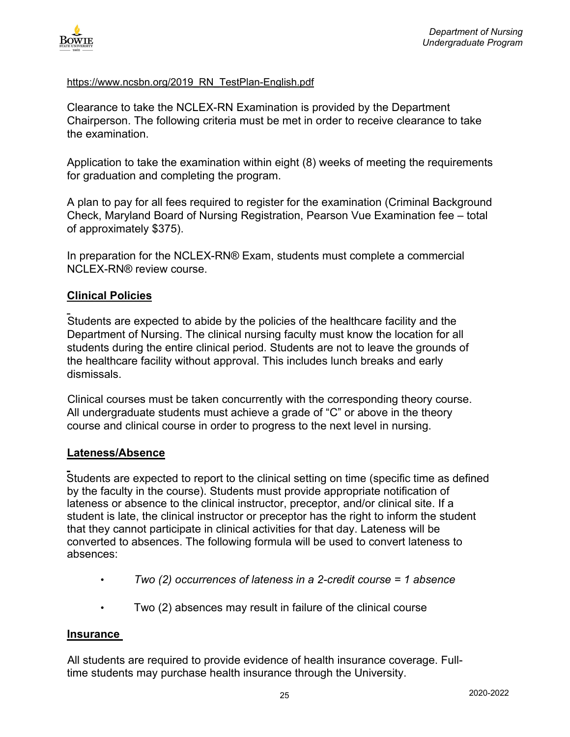https://www.ncsbn.org/2019_RN_TestPlan-English.pdf

Clearance to take the NCLEX-RN Examination is provided by the Department Chairperson. The following criteria must be met in order to receive clearance to take the examination.

Application to take the examination within eight (8) weeks of meeting the requirements for graduation and completing the program.

A plan to pay for all fees required to register for the examination (Criminal Background Check, Maryland Board of Nursing Registration, Pearson Vue Examination fee – total of approximately $375).

In preparation for the NCLEX-RN® Exam, students must complete a commercial NCLEX-RN® review course.

## Clinical Policies

Students are expected to abide by the policies of the healthcare facility and the Department of Nursing. The clinical nursing faculty must know the location for all students during the entire clinical period. Students are not to leave the grounds of the healthcare facility without approval. This includes lunch breaks and early dismissals.

Clinical courses must be taken concurrently with the corresponding theory course. All undergraduate students must achieve a grade of "C" or above in the theory course and clinical course in order to progress to the next level in nursing.

## Lateness/Absence

Students are expected to report to the clinical setting on time (specific time as defined by the faculty in the course). Students must provide appropriate notification of lateness or absence to the clinical instructor, preceptor, and/or clinical site. If a student is late, the clinical instructor or preceptor has the right to inform the student that they cannot participate in clinical activities for that day. Lateness will be converted to absences. The following formula will be used to convert lateness to absences:

- *Two (2) occurrences of lateness in a 2-credit course = 1 absence*
- Two (2) absences may result in failure of the clinical course

## Insurance

All students are required to provide evidence of health insurance coverage. Full-time students may purchase health insurance through the University.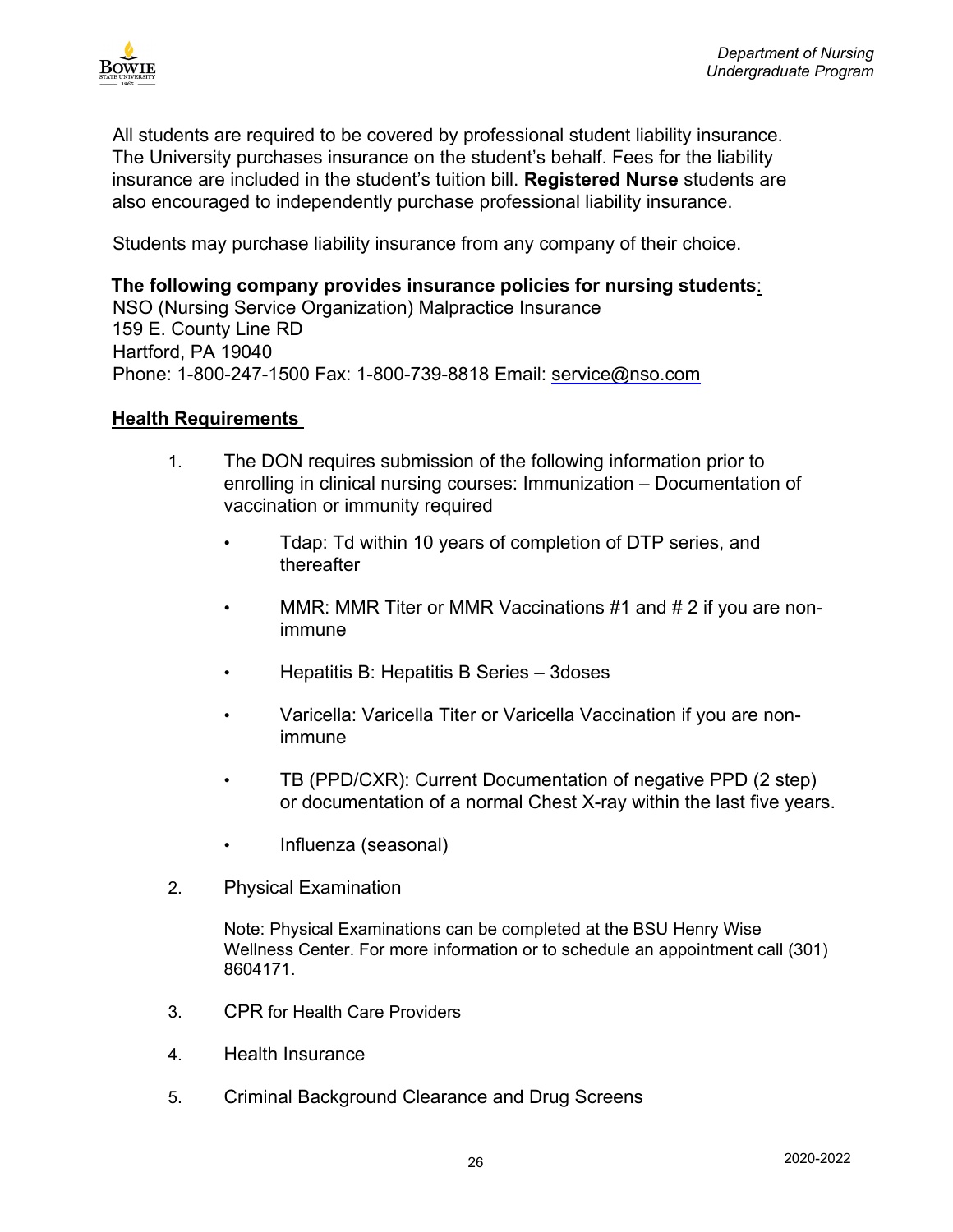All students are required to be covered by professional student liability insurance. The University purchases insurance on the student's behalf. Fees for the liability insurance are included in the student's tuition bill. **Registered Nurse** students are also encouraged to independently purchase professional liability insurance.

Students may purchase liability insurance from any company of their choice.

**The following company provides insurance policies for nursing students**:
NSO (Nursing Service Organization) Malpractice Insurance
159 E. County Line RD
Hartford, PA 19040
Phone: 1-800-247-1500 Fax: 1-800-739-8818 Email: service@nso.com

## Health Requirements

1. The DON requires submission of the following information prior to enrolling in clinical nursing courses: Immunization – Documentation of vaccination or immunity required
   - Tdap: Td within 10 years of completion of DTP series, and thereafter
   - MMR: MMR Titer or MMR Vaccinations #1 and # 2 if you are non-immune
   - Hepatitis B: Hepatitis B Series – 3doses
   - Varicella: Varicella Titer or Varicella Vaccination if you are non-immune
   - TB (PPD/CXR): Current Documentation of negative PPD (2 step) or documentation of a normal Chest X-ray within the last five years.
   - Influenza (seasonal)
2. Physical Examination

   Note: Physical Examinations can be completed at the BSU Henry Wise Wellness Center. For more information or to schedule an appointment call (301) 8604171.
3. CPR for Health Care Providers
4. Health Insurance
5. Criminal Background Clearance and Drug Screens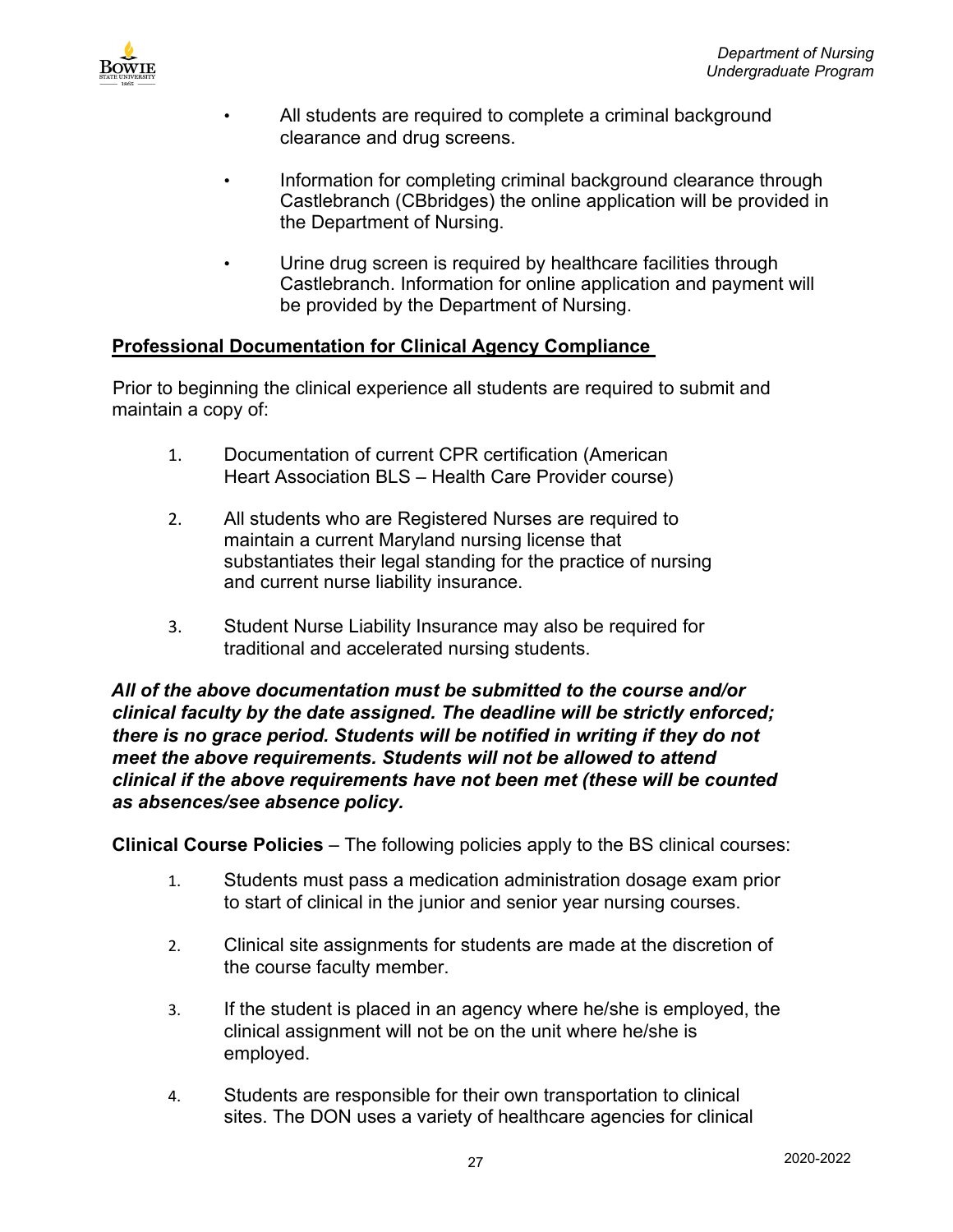- All students are required to complete a criminal background clearance and drug screens.
- Information for completing criminal background clearance through Castlebranch (CBbridges) the online application will be provided in the Department of Nursing.
- Urine drug screen is required by healthcare facilities through Castlebranch. Information for online application and payment will be provided by the Department of Nursing.

**Professional Documentation for Clinical Agency Compliance**

Prior to beginning the clinical experience all students are required to submit and maintain a copy of:

1. Documentation of current CPR certification (American Heart Association BLS – Health Care Provider course)
2. All students who are Registered Nurses are required to maintain a current Maryland nursing license that substantiates their legal standing for the practice of nursing and current nurse liability insurance.
3. Student Nurse Liability Insurance may also be required for traditional and accelerated nursing students.

***All of the above documentation must be submitted to the course and/or clinical faculty by the date assigned. The deadline will be strictly enforced; there is no grace period. Students will be notified in writing if they do not meet the above requirements. Students will not be allowed to attend clinical if the above requirements have not been met (these will be counted as absences/see absence policy.***

**Clinical Course Policies** – The following policies apply to the BS clinical courses:

1. Students must pass a medication administration dosage exam prior to start of clinical in the junior and senior year nursing courses.
2. Clinical site assignments for students are made at the discretion of the course faculty member.
3. If the student is placed in an agency where he/she is employed, the clinical assignment will not be on the unit where he/she is employed.
4. Students are responsible for their own transportation to clinical sites. The DON uses a variety of healthcare agencies for clinical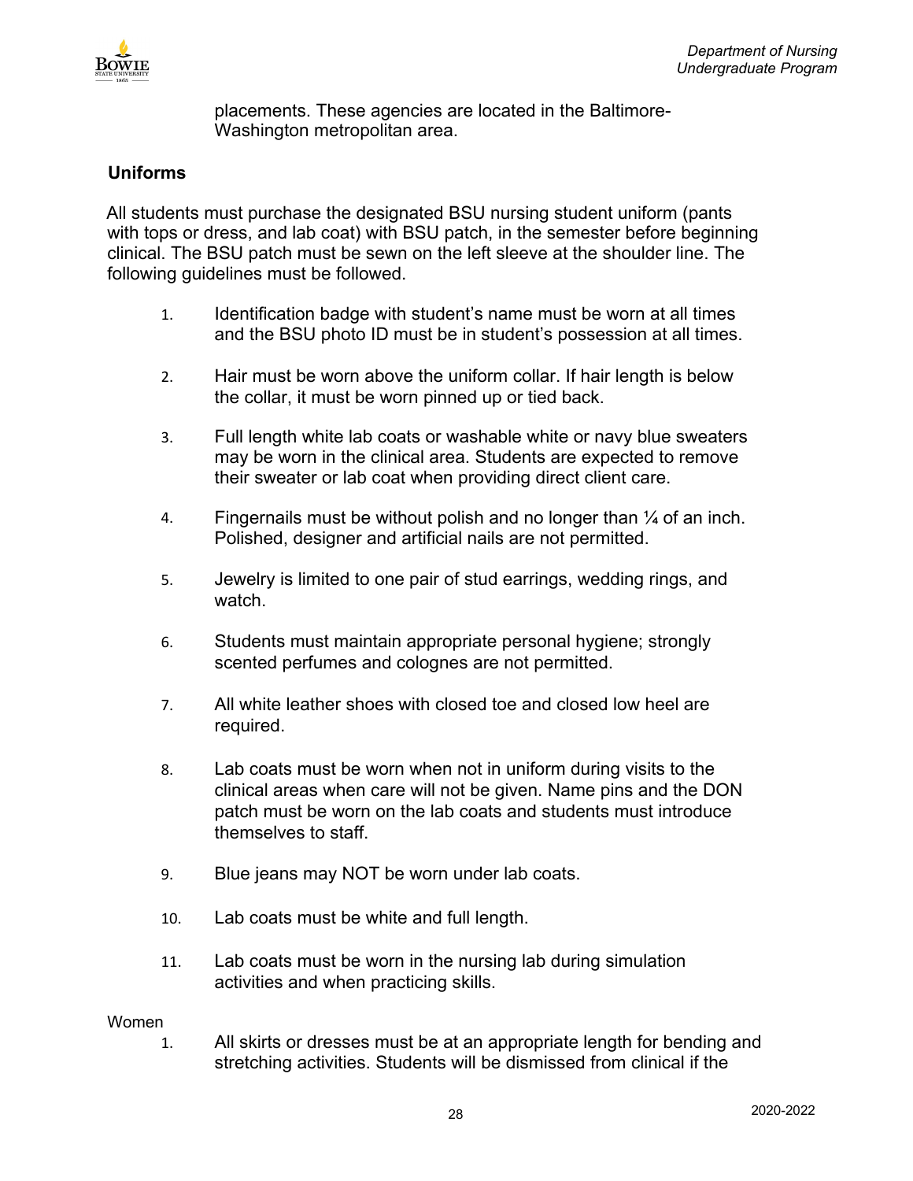placements. These agencies are located in the Baltimore-Washington metropolitan area.

## Uniforms

All students must purchase the designated BSU nursing student uniform (pants with tops or dress, and lab coat) with BSU patch, in the semester before beginning clinical. The BSU patch must be sewn on the left sleeve at the shoulder line. The following guidelines must be followed.

1. Identification badge with student's name must be worn at all times and the BSU photo ID must be in student's possession at all times.
2. Hair must be worn above the uniform collar. If hair length is below the collar, it must be worn pinned up or tied back.
3. Full length white lab coats or washable white or navy blue sweaters may be worn in the clinical area. Students are expected to remove their sweater or lab coat when providing direct client care.
4. Fingernails must be without polish and no longer than ¼ of an inch. Polished, designer and artificial nails are not permitted.
5. Jewelry is limited to one pair of stud earrings, wedding rings, and watch.
6. Students must maintain appropriate personal hygiene; strongly scented perfumes and colognes are not permitted.
7. All white leather shoes with closed toe and closed low heel are required.
8. Lab coats must be worn when not in uniform during visits to the clinical areas when care will not be given. Name pins and the DON patch must be worn on the lab coats and students must introduce themselves to staff.
9. Blue jeans may NOT be worn under lab coats.
10. Lab coats must be white and full length.
11. Lab coats must be worn in the nursing lab during simulation activities and when practicing skills.

Women

1. All skirts or dresses must be at an appropriate length for bending and stretching activities. Students will be dismissed from clinical if the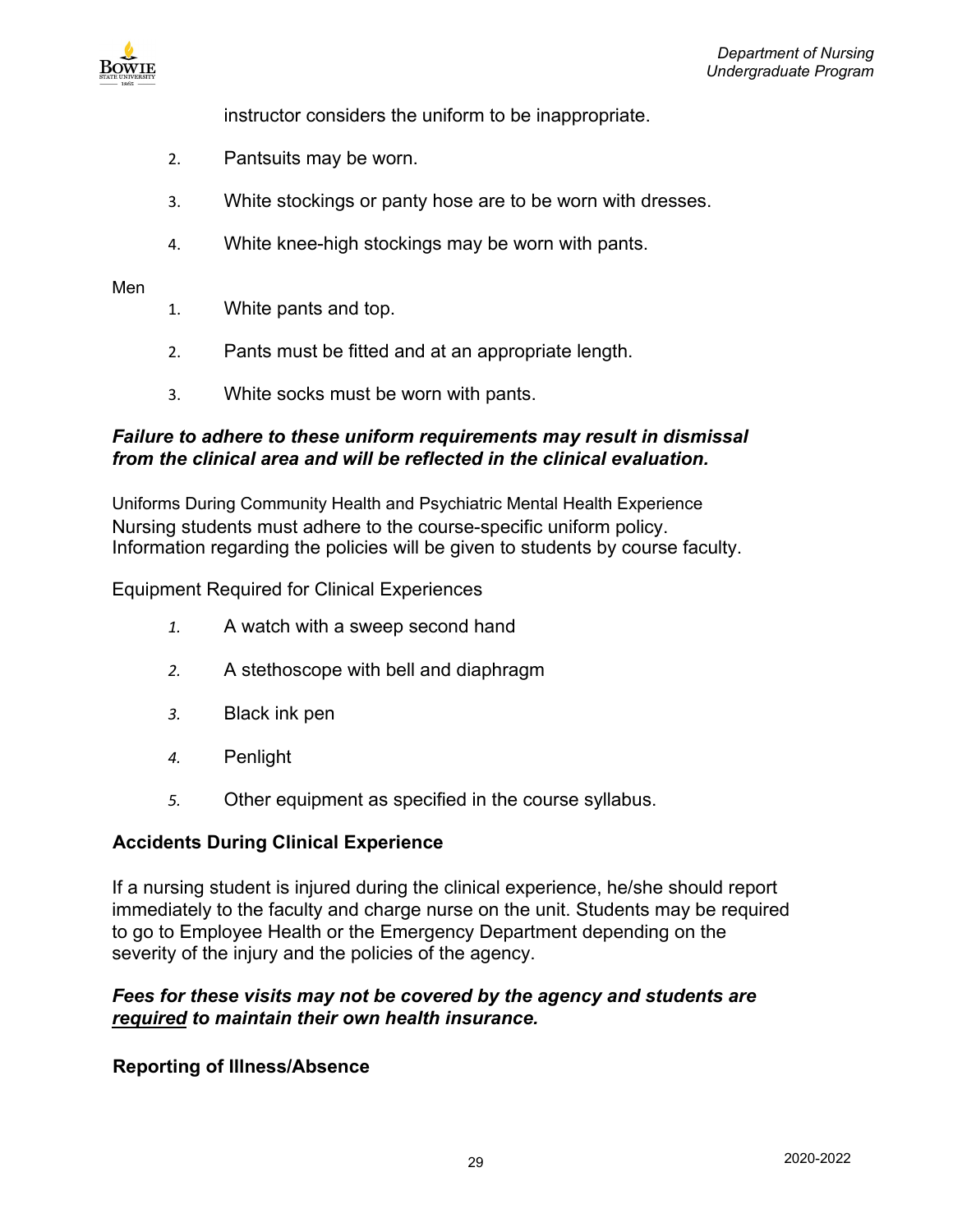instructor considers the uniform to be inappropriate.

2. Pantsuits may be worn.
3. White stockings or panty hose are to be worn with dresses.
4. White knee-high stockings may be worn with pants.

Men

1. White pants and top.
2. Pants must be fitted and at an appropriate length.
3. White socks must be worn with pants.

***Failure to adhere to these uniform requirements may result in dismissal from the clinical area and will be reflected in the clinical evaluation.***

Uniforms During Community Health and Psychiatric Mental Health Experience
Nursing students must adhere to the course-specific uniform policy. Information regarding the policies will be given to students by course faculty.

Equipment Required for Clinical Experiences

1. A watch with a sweep second hand
2. A stethoscope with bell and diaphragm
3. Black ink pen
4. Penlight
5. Other equipment as specified in the course syllabus.

**Accidents During Clinical Experience**

If a nursing student is injured during the clinical experience, he/she should report immediately to the faculty and charge nurse on the unit. Students may be required to go to Employee Health or the Emergency Department depending on the severity of the injury and the policies of the agency.

***Fees for these visits may not be covered by the agency and students are <u>required</u> to maintain their own health insurance.***

**Reporting of Illness/Absence**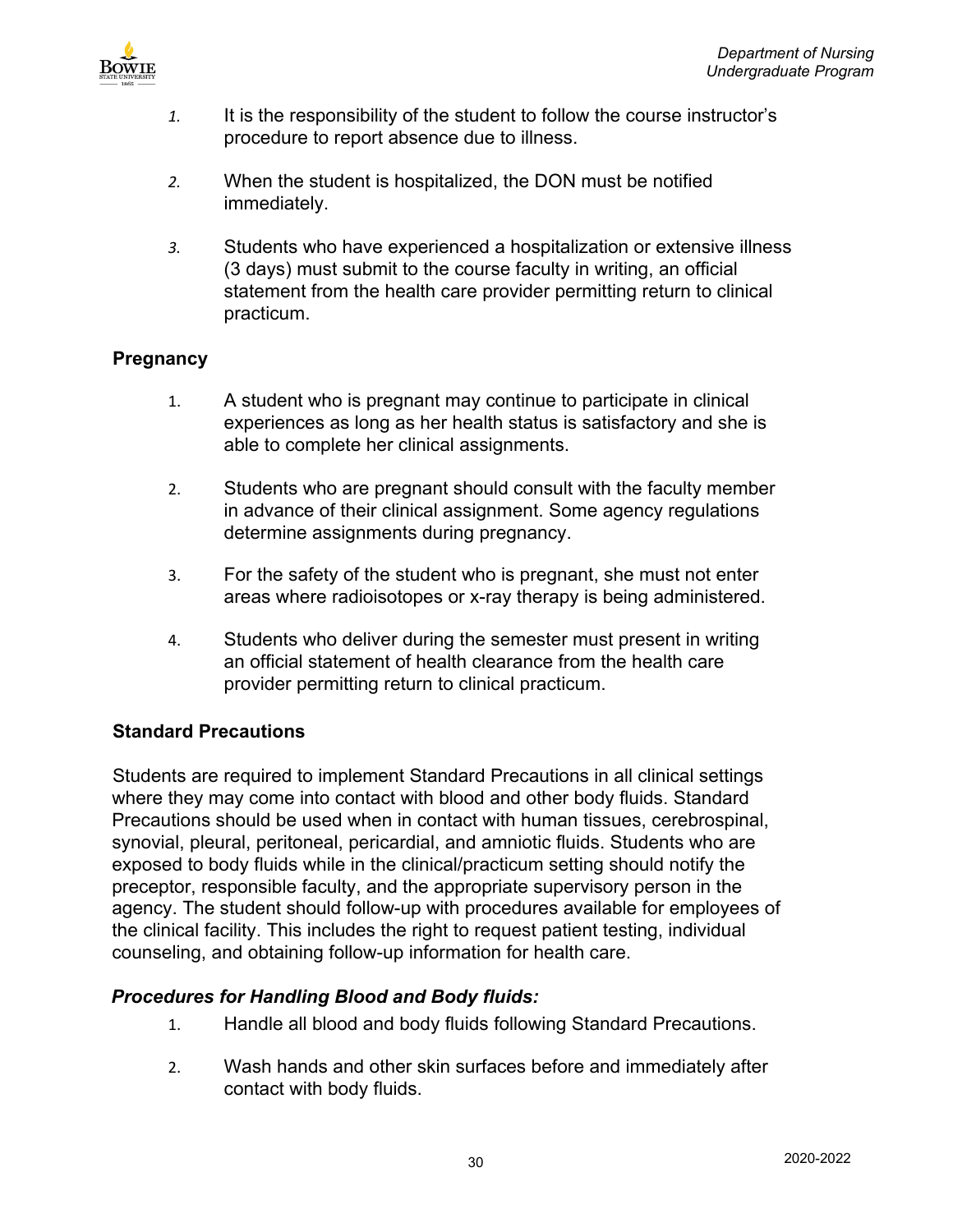1. It is the responsibility of the student to follow the course instructor's procedure to report absence due to illness.

2. When the student is hospitalized, the DON must be notified immediately.

3. Students who have experienced a hospitalization or extensive illness (3 days) must submit to the course faculty in writing, an official statement from the health care provider permitting return to clinical practicum.

### Pregnancy

1. A student who is pregnant may continue to participate in clinical experiences as long as her health status is satisfactory and she is able to complete her clinical assignments.

2. Students who are pregnant should consult with the faculty member in advance of their clinical assignment. Some agency regulations determine assignments during pregnancy.

3. For the safety of the student who is pregnant, she must not enter areas where radioisotopes or x-ray therapy is being administered.

4. Students who deliver during the semester must present in writing an official statement of health clearance from the health care provider permitting return to clinical practicum.

### Standard Precautions

Students are required to implement Standard Precautions in all clinical settings where they may come into contact with blood and other body fluids. Standard Precautions should be used when in contact with human tissues, cerebrospinal, synovial, pleural, peritoneal, pericardial, and amniotic fluids. Students who are exposed to body fluids while in the clinical/practicum setting should notify the preceptor, responsible faculty, and the appropriate supervisory person in the agency. The student should follow-up with procedures available for employees of the clinical facility. This includes the right to request patient testing, individual counseling, and obtaining follow-up information for health care.

#### *Procedures for Handling Blood and Body fluids:*

1. Handle all blood and body fluids following Standard Precautions.

2. Wash hands and other skin surfaces before and immediately after contact with body fluids.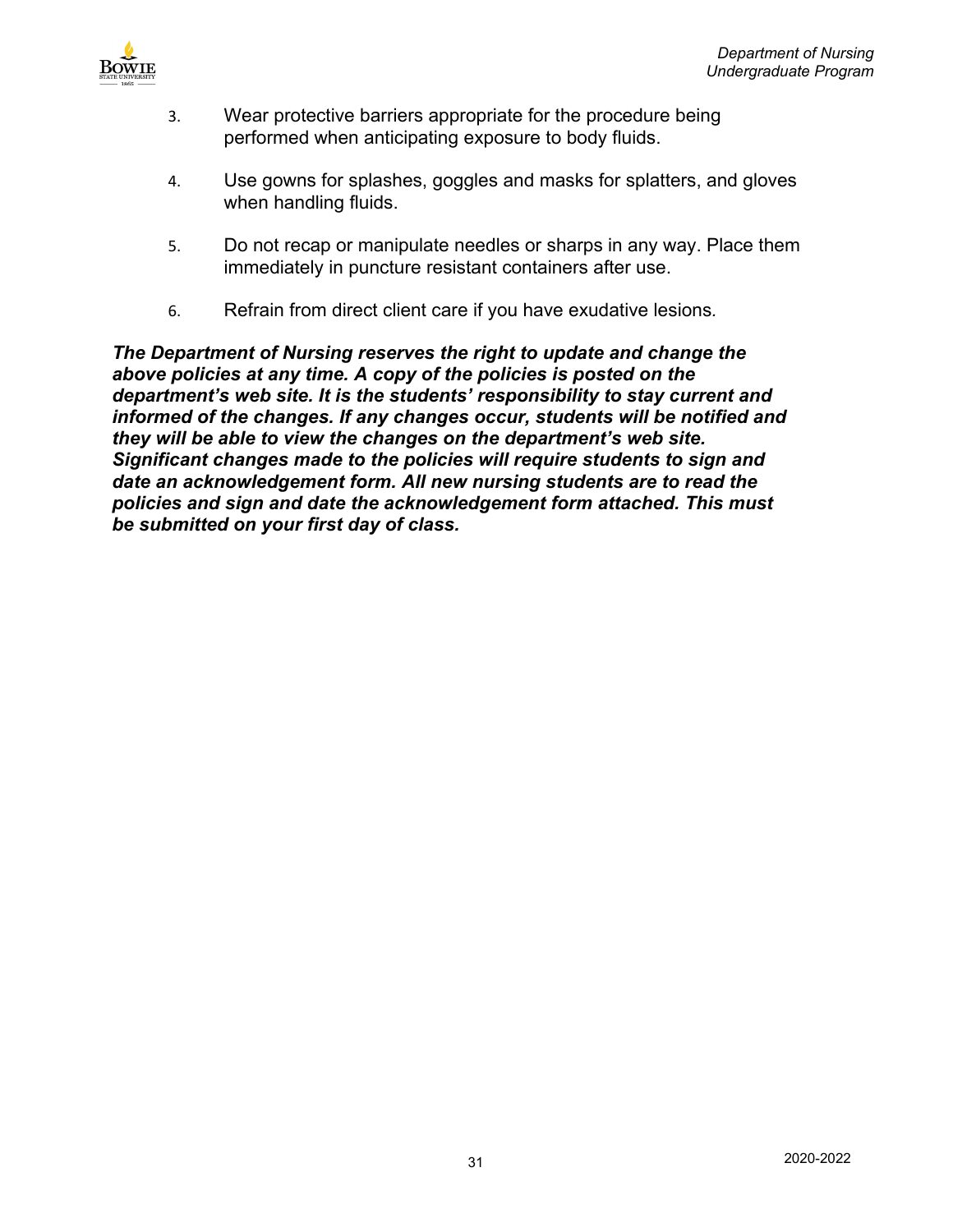3. Wear protective barriers appropriate for the procedure being performed when anticipating exposure to body fluids.

4. Use gowns for splashes, goggles and masks for splatters, and gloves when handling fluids.

5. Do not recap or manipulate needles or sharps in any way. Place them immediately in puncture resistant containers after use.

6. Refrain from direct client care if you have exudative lesions.

***The Department of Nursing reserves the right to update and change the above policies at any time. A copy of the policies is posted on the department's web site. It is the students' responsibility to stay current and informed of the changes. If any changes occur, students will be notified and they will be able to view the changes on the department's web site. Significant changes made to the policies will require students to sign and date an acknowledgement form. All new nursing students are to read the policies and sign and date the acknowledgement form attached. This must be submitted on your first day of class.***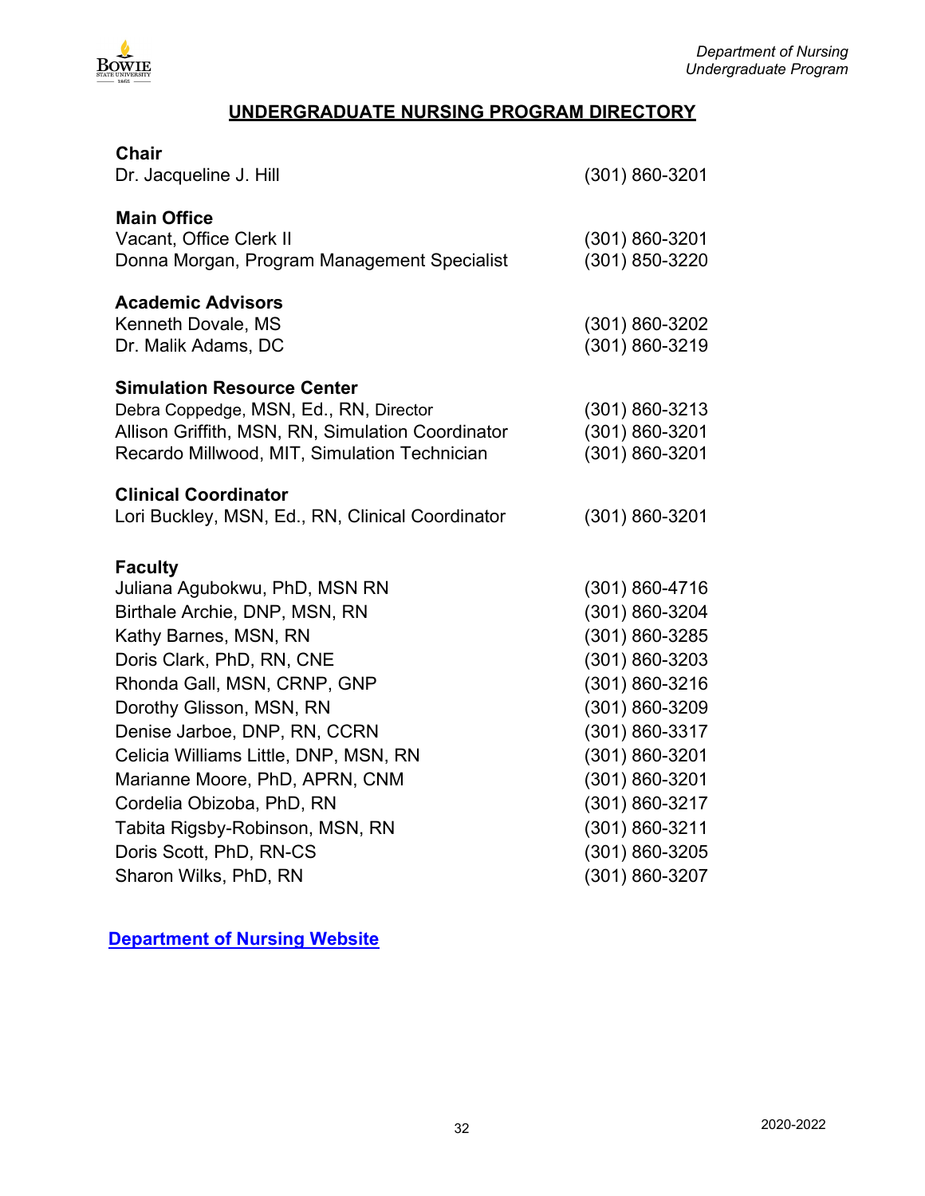## UNDERGRADUATE NURSING PROGRAM DIRECTORY

**Chair**

| | |
|---|---|
| Dr. Jacqueline J. Hill | (301) 860-3201 |

**Main Office**

| | |
|---|---|
| Vacant, Office Clerk II | (301) 860-3201 |
| Donna Morgan, Program Management Specialist | (301) 850-3220 |

**Academic Advisors**

| | |
|---|---|
| Kenneth Dovale, MS | (301) 860-3202 |
| Dr. Malik Adams, DC | (301) 860-3219 |

**Simulation Resource Center**

| | |
|---|---|
| Debra Coppedge, MSN, Ed., RN, Director | (301) 860-3213 |
| Allison Griffith, MSN, RN, Simulation Coordinator | (301) 860-3201 |
| Recardo Millwood, MIT, Simulation Technician | (301) 860-3201 |

**Clinical Coordinator**

| | |
|---|---|
| Lori Buckley, MSN, Ed., RN, Clinical Coordinator | (301) 860-3201 |

**Faculty**

| | |
|---|---|
| Juliana Agubokwu, PhD, MSN RN | (301) 860-4716 |
| Birthale Archie, DNP, MSN, RN | (301) 860-3204 |
| Kathy Barnes, MSN, RN | (301) 860-3285 |
| Doris Clark, PhD, RN, CNE | (301) 860-3203 |
| Rhonda Gall, MSN, CRNP, GNP | (301) 860-3216 |
| Dorothy Glisson, MSN, RN | (301) 860-3209 |
| Denise Jarboe, DNP, RN, CCRN | (301) 860-3317 |
| Celicia Williams Little, DNP, MSN, RN | (301) 860-3201 |
| Marianne Moore, PhD, APRN, CNM | (301) 860-3201 |
| Cordelia Obizoba, PhD, RN | (301) 860-3217 |
| Tabita Rigsby-Robinson, MSN, RN | (301) 860-3211 |
| Doris Scott, PhD, RN-CS | (301) 860-3205 |
| Sharon Wilks, PhD, RN | (301) 860-3207 |

**Department of Nursing Website**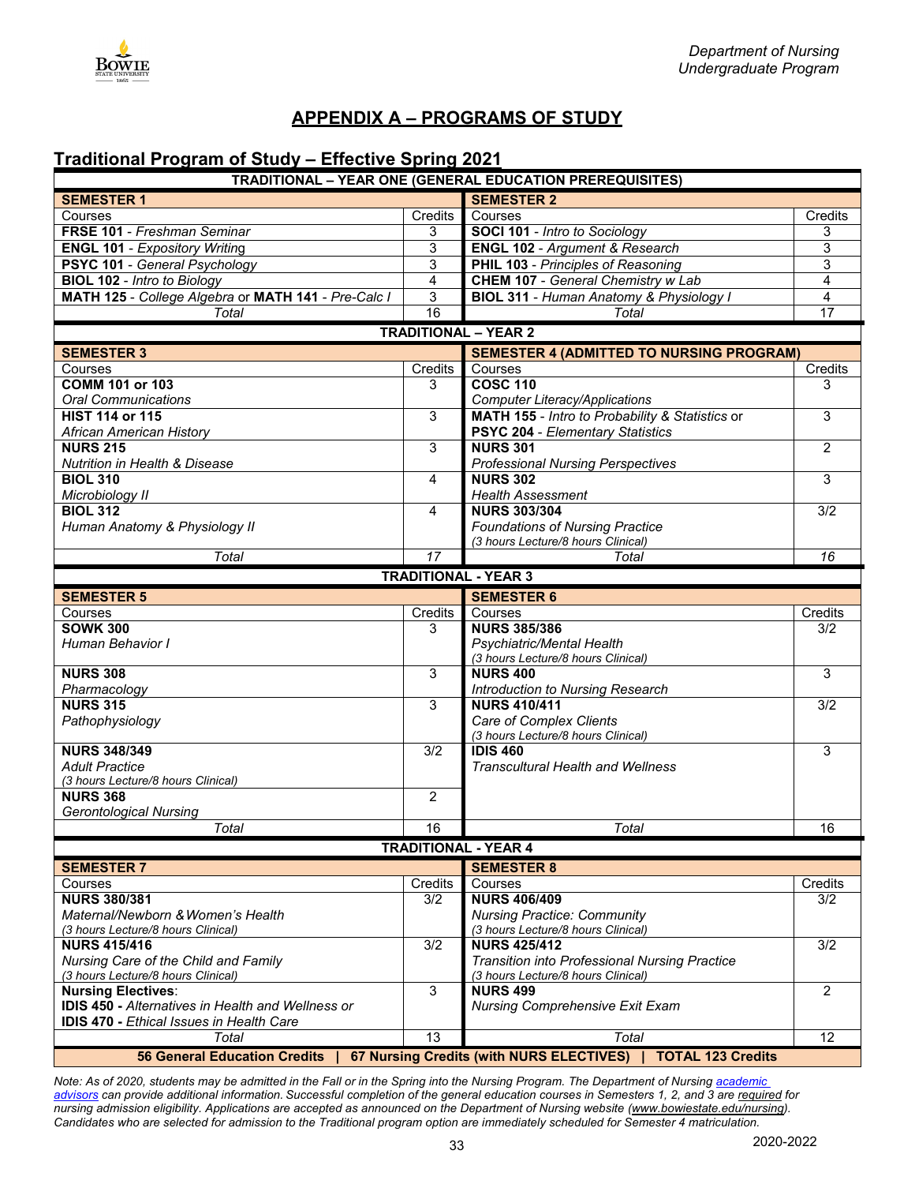## APPENDIX A – PROGRAMS OF STUDY

### Traditional Program of Study – Effective Spring 2021

| TRADITIONAL – YEAR ONE (GENERAL EDUCATION PREREQUISITES) | | | |
|---|---|---|---|
| **SEMESTER 1** | | **SEMESTER 2** | |
| Courses | Credits | Courses | Credits |
| **FRSE 101** - *Freshman Seminar* | 3 | **SOCI 101** - *Intro to Sociology* | 3 |
| **ENGL 101** - *Expository Writing* | 3 | **ENGL 102** - *Argument & Research* | 3 |
| **PSYC 101** - *General Psychology* | 3 | **PHIL 103** - *Principles of Reasoning* | 3 |
| **BIOL 102** - *Intro to Biology* | 4 | **CHEM 107** - *General Chemistry w Lab* | 4 |
| **MATH 125** - *College Algebra* or **MATH 141** - *Pre-Calc I* | 3 | **BIOL 311** - *Human Anatomy & Physiology I* | 4 |
| *Total* | 16 | *Total* | 17 |
| **TRADITIONAL – YEAR 2** | | | |
| **SEMESTER 3** | | **SEMESTER 4 (ADMITTED TO NURSING PROGRAM)** | |
| Courses | Credits | Courses | Credits |
| **COMM 101 or 103** *Oral Communications* | 3 | **COSC 110** *Computer Literacy/Applications* | 3 |
| **HIST 114 or 115** *African American History* | 3 | **MATH 155** - *Intro to Probability & Statistics* or **PSYC 204** - *Elementary Statistics* | 3 |
| **NURS 215** *Nutrition in Health & Disease* | 3 | **NURS 301** *Professional Nursing Perspectives* | 2 |
| **BIOL 310** *Microbiology II* | 4 | **NURS 302** *Health Assessment* | 3 |
| **BIOL 312** *Human Anatomy & Physiology II* | 4 | **NURS 303/304** *Foundations of Nursing Practice* *(3 hours Lecture/8 hours Clinical)* | 3/2 |
| *Total* | *17* | *Total* | *16* |
| **TRADITIONAL - YEAR 3** | | | |
| **SEMESTER 5** | | **SEMESTER 6** | |
| Courses | Credits | Courses | Credits |
| **SOWK 300** *Human Behavior I* | 3 | **NURS 385/386** *Psychiatric/Mental Health* *(3 hours Lecture/8 hours Clinical)* | 3/2 |
| **NURS 308** *Pharmacology* | 3 | **NURS 400** *Introduction to Nursing Research* | 3 |
| **NURS 315** *Pathophysiology* | 3 | **NURS 410/411** *Care of Complex Clients* *(3 hours Lecture/8 hours Clinical)* | 3/2 |
| **NURS 348/349** *Adult Practice* *(3 hours Lecture/8 hours Clinical)* | 3/2 | **IDIS 460** *Transcultural Health and Wellness* | 3 |
| **NURS 368** *Gerontological Nursing* | 2 | | |
| *Total* | 16 | *Total* | 16 |
| **TRADITIONAL - YEAR 4** | | | |
| **SEMESTER 7** | | **SEMESTER 8** | |
| Courses | Credits | Courses | Credits |
| **NURS 380/381** *Maternal/Newborn & Women's Health* *(3 hours Lecture/8 hours Clinical)* | 3/2 | **NURS 406/409** *Nursing Practice: Community* *(3 hours Lecture/8 hours Clinical)* | 3/2 |
| **NURS 415/416** *Nursing Care of the Child and Family* *(3 hours Lecture/8 hours Clinical)* | 3/2 | **NURS 425/412** *Transition into Professional Nursing Practice* *(3 hours Lecture/8 hours Clinical)* | 3/2 |
| **Nursing Electives**: **IDIS 450** - *Alternatives in Health and Wellness or* **IDIS 470** - *Ethical Issues in Health Care* | 3 | **NURS 499** *Nursing Comprehensive Exit Exam* | 2 |
| *Total* | 13 | *Total* | 12 |
| **56 General Education Credits \| 67 Nursing Credits (with NURS ELECTIVES) \| TOTAL 123 Credits** | | | |

*Note: As of 2020, students may be admitted in the Fall or in the Spring into the Nursing Program. The Department of Nursing academic advisors can provide additional information. Successful completion of the general education courses in Semesters 1, 2, and 3 are required for nursing admission eligibility. Applications are accepted as announced on the Department of Nursing website (www.bowiestate.edu/nursing). Candidates who are selected for admission to the Traditional program option are immediately scheduled for Semester 4 matriculation.*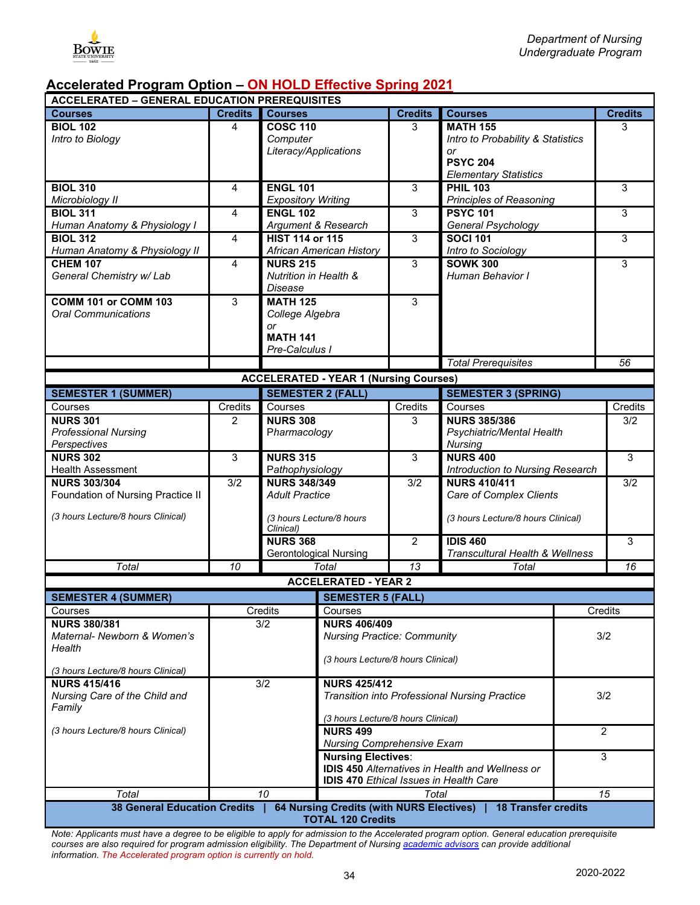## Accelerated Program Option – ON HOLD Effective Spring 2021

**ACCELERATED – GENERAL EDUCATION PREREQUISITES**

| Courses | Credits | Courses | Credits | Courses | Credits |
|---|---|---|---|---|---|
| **BIOL 102** *Intro to Biology* | 4 | **COSC 110** *Computer Literacy/Applications* | 3 | **MATH 155** *Intro to Probability & Statistics* or **PSYC 204** *Elementary Statistics* | 3 |
| **BIOL 310** *Microbiology II* | 4 | **ENGL 101** *Expository Writing* | 3 | **PHIL 103** *Principles of Reasoning* | 3 |
| **BIOL 311** *Human Anatomy & Physiology I* | 4 | **ENGL 102** *Argument & Research* | 3 | **PSYC 101** *General Psychology* | 3 |
| **BIOL 312** *Human Anatomy & Physiology II* | 4 | **HIST 114 or 115** *African American History* | 3 | **SOCI 101** *Intro to Sociology* | 3 |
| **CHEM 107** *General Chemistry w/ Lab* | 4 | **NURS 215** *Nutrition in Health & Disease* | 3 | **SOWK 300** *Human Behavior I* | 3 |
| **COMM 101 or COMM 103** *Oral Communications* | 3 | **MATH 125** *College Algebra* or **MATH 141** *Pre-Calculus I* | 3 | | |
| | | | | *Total Prerequisites* | *56* |

**ACCELERATED - YEAR 1 (Nursing Courses)**

| SEMESTER 1 (SUMMER) | | SEMESTER 2 (FALL) | | SEMESTER 3 (SPRING) | |
|---|---|---|---|---|---|
| Courses | Credits | Courses | Credits | Courses | Credits |
| **NURS 301** *Professional Nursing Perspectives* | 2 | **NURS 308** *Pharmacology* | 3 | **NURS 385/386** *Psychiatric/Mental Health Nursing* | 3/2 |
| **NURS 302** Health Assessment | 3 | **NURS 315** *Pathophysiology* | 3 | **NURS 400** *Introduction to Nursing Research* | 3 |
| **NURS 303/304** Foundation of Nursing Practice II *(3 hours Lecture/8 hours Clinical)* | 3/2 | **NURS 348/349** *Adult Practice* *(3 hours Lecture/8 hours Clinical)* | 3/2 | **NURS 410/411** *Care of Complex Clients* *(3 hours Lecture/8 hours Clinical)* | 3/2 |
| | | **NURS 368** Gerontological Nursing | 2 | **IDIS 460** *Transcultural Health & Wellness* | 3 |
| *Total* | *10* | *Total* | *13* | *Total* | *16* |

**ACCELERATED - YEAR 2**

| SEMESTER 4 (SUMMER) | | SEMESTER 5 (FALL) | |
|---|---|---|---|
| Courses | Credits | Courses | Credits |
| **NURS 380/381** *Maternal- Newborn & Women's Health* *(3 hours Lecture/8 hours Clinical)* | 3/2 | **NURS 406/409** *Nursing Practice: Community* *(3 hours Lecture/8 hours Clinical)* | 3/2 |
| **NURS 415/416** *Nursing Care of the Child and Family* *(3 hours Lecture/8 hours Clinical)* | 3/2 | **NURS 425/412** *Transition into Professional Nursing Practice* *(3 hours Lecture/8 hours Clinical)* | 3/2 |
| | | **NURS 499** *Nursing Comprehensive Exam* | 2 |
| | | **Nursing Electives**: **IDIS 450** *Alternatives in Health and Wellness or* **IDIS 470** *Ethical Issues in Health Care* | 3 |
| *Total* | *10* | *Total* | *15* |

**38 General Education Credits | 64 Nursing Credits (with NURS Electives) | 18 Transfer credits**
**TOTAL 120 Credits**

*Note: Applicants must have a degree to be eligible to apply for admission to the Accelerated program option. General education prerequisite courses are also required for program admission eligibility. The Department of Nursing academic advisors can provide additional information. The Accelerated program option is currently on hold.*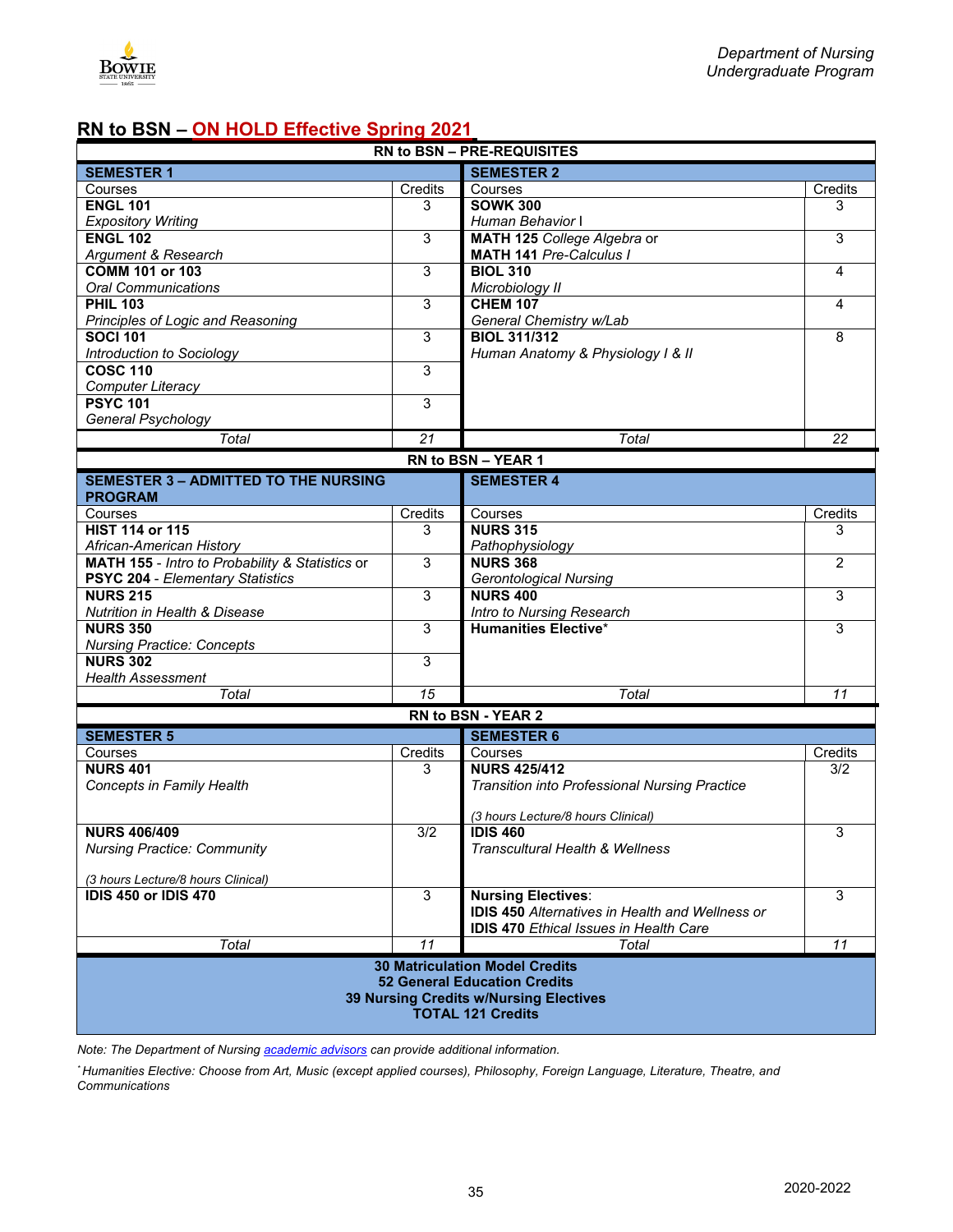## RN to BSN – ON HOLD Effective Spring 2021

| RN to BSN – PRE-REQUISITES | | | |
|---|---|---|---|
| **SEMESTER 1** | | **SEMESTER 2** | |
| Courses | Credits | Courses | Credits |
| **ENGL 101** *Expository Writing* | 3 | **SOWK 300** *Human Behavior* I | 3 |
| **ENGL 102** *Argument & Research* | 3 | **MATH 125** *College Algebra* or **MATH 141** *Pre-Calculus I* | 3 |
| **COMM 101 or 103** *Oral Communications* | 3 | **BIOL 310** *Microbiology II* | 4 |
| **PHIL 103** *Principles of Logic and Reasoning* | 3 | **CHEM 107** *General Chemistry w/Lab* | 4 |
| **SOCI 101** *Introduction to Sociology* | 3 | **BIOL 311/312** *Human Anatomy & Physiology I & II* | 8 |
| **COSC 110** *Computer Literacy* | 3 | | |
| **PSYC 101** *General Psychology* | 3 | | |
| *Total* | *21* | *Total* | *22* |
| **RN to BSN – YEAR 1** | | | |
| **SEMESTER 3 – ADMITTED TO THE NURSING PROGRAM** | | **SEMESTER 4** | |
| Courses | Credits | Courses | Credits |
| **HIST 114 or 115** *African-American History* | 3 | **NURS 315** *Pathophysiology* | 3 |
| **MATH 155** - *Intro to Probability & Statistics* or **PSYC 204** - *Elementary Statistics* | 3 | **NURS 368** *Gerontological Nursing* | 2 |
| **NURS 215** *Nutrition in Health & Disease* | 3 | **NURS 400** *Intro to Nursing Research* | 3 |
| **NURS 350** *Nursing Practice: Concepts* | 3 | **Humanities Elective*** | 3 |
| **NURS 302** *Health Assessment* | 3 | | |
| *Total* | *15* | *Total* | *11* |
| **RN to BSN - YEAR 2** | | | |
| **SEMESTER 5** | | **SEMESTER 6** | |
| Courses | Credits | Courses | Credits |
| **NURS 401** *Concepts in Family Health* | 3 | **NURS 425/412** *Transition into Professional Nursing Practice* *(3 hours Lecture/8 hours Clinical)* | 3/2 |
| **NURS 406/409** *Nursing Practice: Community* *(3 hours Lecture/8 hours Clinical)* | 3/2 | **IDIS 460** *Transcultural Health & Wellness* | 3 |
| **IDIS 450 or IDIS 470** | 3 | **Nursing Electives**: **IDIS 450** *Alternatives in Health and Wellness or* **IDIS 470** *Ethical Issues in Health Care* | 3 |
| *Total* | *11* | *Total* | *11* |

**30 Matriculation Model Credits**
**52 General Education Credits**
**39 Nursing Credits w/Nursing Electives**
**TOTAL 121 Credits**

*Note: The Department of Nursing academic advisors can provide additional information.*

*\* Humanities Elective: Choose from Art, Music (except applied courses), Philosophy, Foreign Language, Literature, Theatre, and Communications*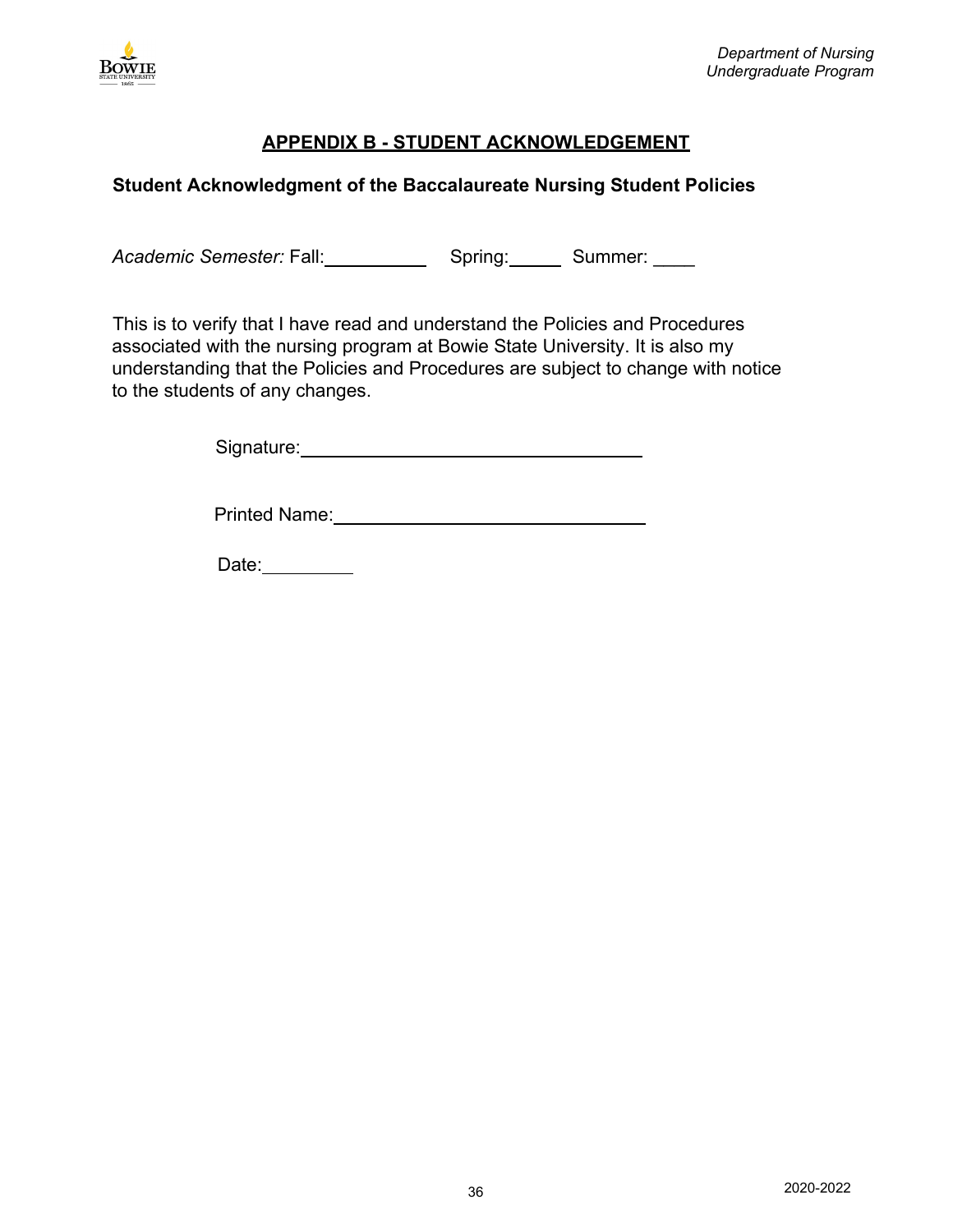## APPENDIX B - STUDENT ACKNOWLEDGEMENT

**Student Acknowledgment of the Baccalaureate Nursing Student Policies**

*Academic Semester:* Fall:__________ Spring:_____ Summer: ____

This is to verify that I have read and understand the Policies and Procedures associated with the nursing program at Bowie State University. It is also my understanding that the Policies and Procedures are subject to change with notice to the students of any changes.

Signature:________________________________

Printed Name:______________________________

Date:_________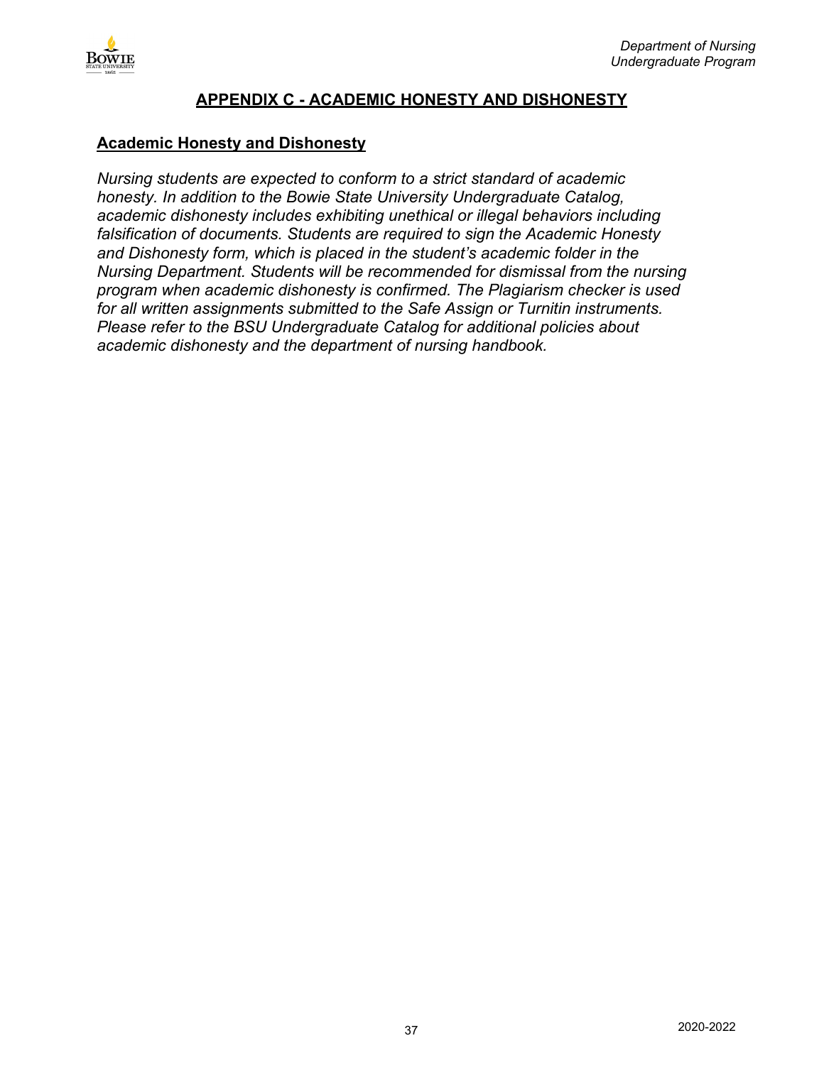## APPENDIX C - ACADEMIC HONESTY AND DISHONESTY

### Academic Honesty and Dishonesty

*Nursing students are expected to conform to a strict standard of academic honesty. In addition to the Bowie State University Undergraduate Catalog, academic dishonesty includes exhibiting unethical or illegal behaviors including falsification of documents. Students are required to sign the Academic Honesty and Dishonesty form, which is placed in the student's academic folder in the Nursing Department. Students will be recommended for dismissal from the nursing program when academic dishonesty is confirmed. The Plagiarism checker is used for all written assignments submitted to the Safe Assign or Turnitin instruments. Please refer to the BSU Undergraduate Catalog for additional policies about academic dishonesty and the department of nursing handbook.*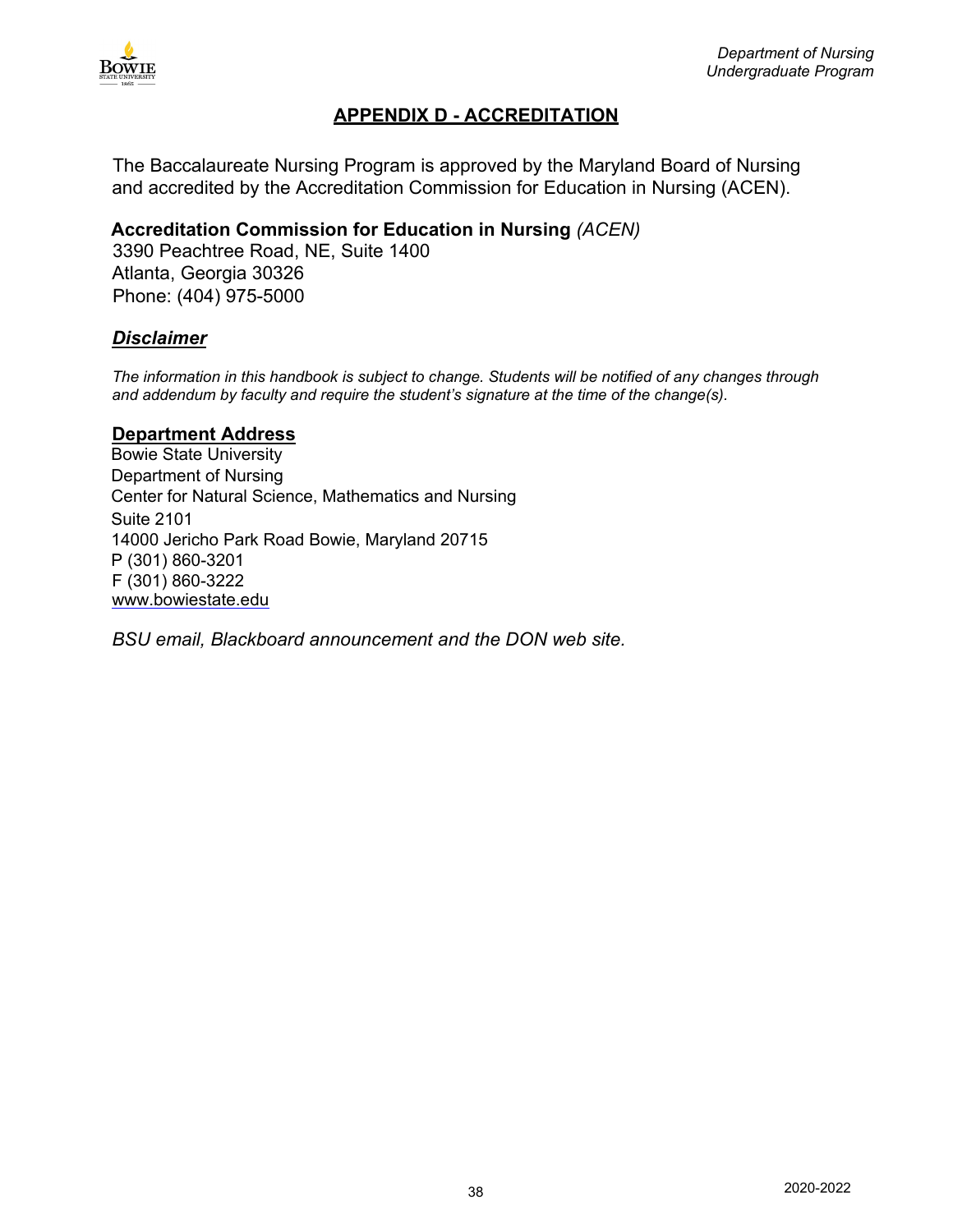## APPENDIX D - ACCREDITATION

The Baccalaureate Nursing Program is approved by the Maryland Board of Nursing and accredited by the Accreditation Commission for Education in Nursing (ACEN).

**Accreditation Commission for Education in Nursing** *(ACEN)*
3390 Peachtree Road, NE, Suite 1400
Atlanta, Georgia 30326
Phone: (404) 975-5000

### *Disclaimer*

*The information in this handbook is subject to change. Students will be notified of any changes through and addendum by faculty and require the student's signature at the time of the change(s).*

### Department Address

Bowie State University
Department of Nursing
Center for Natural Science, Mathematics and Nursing
Suite 2101
14000 Jericho Park Road Bowie, Maryland 20715
P (301) 860-3201
F (301) 860-3222
www.bowiestate.edu

*BSU email, Blackboard announcement and the DON web site.*